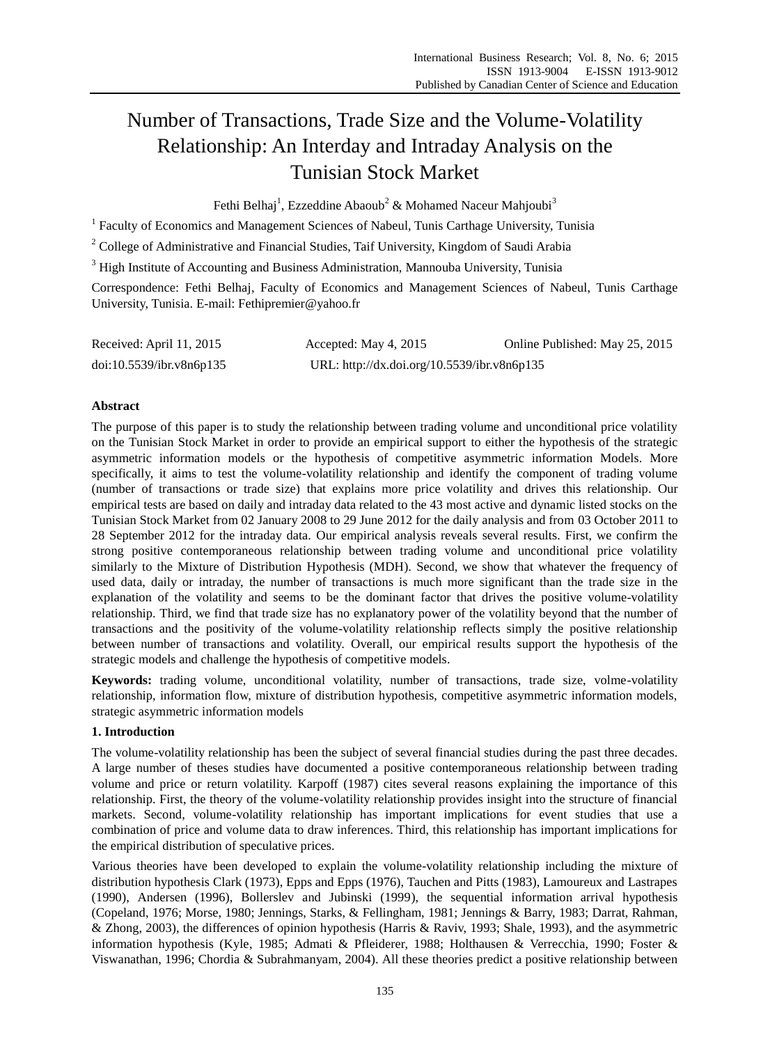# Number of Transactions, Trade Size and the Volume-Volatility Relationship: An Interday and Intraday Analysis on the Tunisian Stock Market

Fethi Belhaj[1], Ezzeddine Abaoub[2] & Mohamed Naceur Mahjoubi[3]

[1] Faculty of Economics and Management Sciences of Nabeul, Tunis Carthage University, Tunisia

[2] College of Administrative and Financial Studies, Taif University, Kingdom of Saudi Arabia

[3] High Institute of Accounting and Business Administration, Mannouba University, Tunisia

Correspondence: Fethi Belhaj, Faculty of Economics and Management Sciences of Nabeul, Tunis Carthage University, Tunisia. E-mail: Fethipremier@yahoo.fr

Received: April 11, 2015 Accepted: May 4, 2015 Online Published: May 25, 2015

doi:10.5539/ibr.v8n6p135 URL: http://dx.doi.org/10.5539/ibr.v8n6p135

## Abstract

The purpose of this paper is to study the relationship between trading volume and unconditional price volatility on the Tunisian Stock Market in order to provide an empirical support to either the hypothesis of the strategic asymmetric information models or the hypothesis of competitive asymmetric information Models. More specifically, it aims to test the volume-volatility relationship and identify the component of trading volume (number of transactions or trade size) that explains more price volatility and drives this relationship. Our empirical tests are based on daily and intraday data related to the 43 most active and dynamic listed stocks on the Tunisian Stock Market from 02 January 2008 to 29 June 2012 for the daily analysis and from 03 October 2011 to 28 September 2012 for the intraday data. Our empirical analysis reveals several results. First, we confirm the strong positive contemporaneous relationship between trading volume and unconditional price volatility similarly to the Mixture of Distribution Hypothesis (MDH). Second, we show that whatever the frequency of used data, daily or intraday, the number of transactions is much more significant than the trade size in the explanation of the volatility and seems to be the dominant factor that drives the positive volume-volatility relationship. Third, we find that trade size has no explanatory power of the volatility beyond that the number of transactions and the positivity of the volume-volatility relationship reflects simply the positive relationship between number of transactions and volatility. Overall, our empirical results support the hypothesis of the strategic models and challenge the hypothesis of competitive models.

**Keywords:** trading volume, unconditional volatility, number of transactions, trade size, volme-volatility relationship, information flow, mixture of distribution hypothesis, competitive asymmetric information models, strategic asymmetric information models

## 1. Introduction

The volume-volatility relationship has been the subject of several financial studies during the past three decades. A large number of theses studies have documented a positive contemporaneous relationship between trading volume and price or return volatility. Karpoff (1987) cites several reasons explaining the importance of this relationship. First, the theory of the volume-volatility relationship provides insight into the structure of financial markets. Second, volume-volatility relationship has important implications for event studies that use a combination of price and volume data to draw inferences. Third, this relationship has important implications for the empirical distribution of speculative prices.

Various theories have been developed to explain the volume-volatility relationship including the mixture of distribution hypothesis Clark (1973), Epps and Epps (1976), Tauchen and Pitts (1983), Lamoureux and Lastrapes (1990), Andersen (1996), Bollerslev and Jubinski (1999), the sequential information arrival hypothesis (Copeland, 1976; Morse, 1980; Jennings, Starks, & Fellingham, 1981; Jennings & Barry, 1983; Darrat, Rahman, & Zhong, 2003), the differences of opinion hypothesis (Harris & Raviv, 1993; Shale, 1993), and the asymmetric information hypothesis (Kyle, 1985; Admati & Pfleiderer, 1988; Holthausen & Verrecchia, 1990; Foster & Viswanathan, 1996; Chordia & Subrahmanyam, 2004). All these theories predict a positive relationship between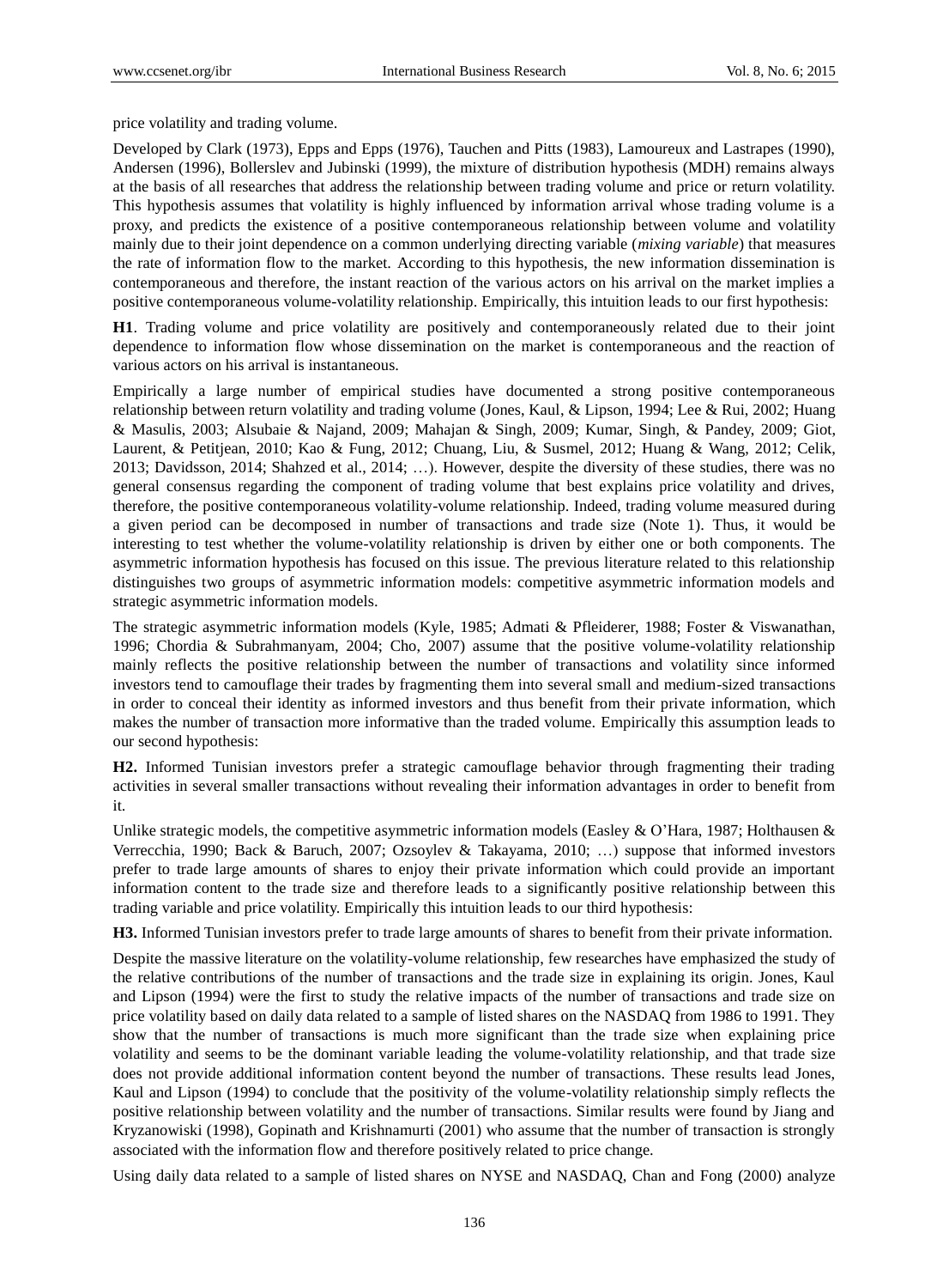price volatility and trading volume.

Developed by Clark (1973), Epps and Epps (1976), Tauchen and Pitts (1983), Lamoureux and Lastrapes (1990), Andersen (1996), Bollerslev and Jubinski (1999), the mixture of distribution hypothesis (MDH) remains always at the basis of all researches that address the relationship between trading volume and price or return volatility. This hypothesis assumes that volatility is highly influenced by information arrival whose trading volume is a proxy, and predicts the existence of a positive contemporaneous relationship between volume and volatility mainly due to their joint dependence on a common underlying directing variable (*mixing variable*) that measures the rate of information flow to the market. According to this hypothesis, the new information dissemination is contemporaneous and therefore, the instant reaction of the various actors on his arrival on the market implies a positive contemporaneous volume-volatility relationship. Empirically, this intuition leads to our first hypothesis:

**H1**. Trading volume and price volatility are positively and contemporaneously related due to their joint dependence to information flow whose dissemination on the market is contemporaneous and the reaction of various actors on his arrival is instantaneous.

Empirically a large number of empirical studies have documented a strong positive contemporaneous relationship between return volatility and trading volume (Jones, Kaul, & Lipson, 1994; Lee & Rui, 2002; Huang & Masulis, 2003; Alsubaie & Najand, 2009; Mahajan & Singh, 2009; Kumar, Singh, & Pandey, 2009; Giot, Laurent, & Petitjean, 2010; Kao & Fung, 2012; Chuang, Liu, & Susmel, 2012; Huang & Wang, 2012; Celik, 2013; Davidsson, 2014; Shahzed et al., 2014; …). However, despite the diversity of these studies, there was no general consensus regarding the component of trading volume that best explains price volatility and drives, therefore, the positive contemporaneous volatility-volume relationship. Indeed, trading volume measured during a given period can be decomposed in number of transactions and trade size (Note 1). Thus, it would be interesting to test whether the volume-volatility relationship is driven by either one or both components. The asymmetric information hypothesis has focused on this issue. The previous literature related to this relationship distinguishes two groups of asymmetric information models: competitive asymmetric information models and strategic asymmetric information models.

The strategic asymmetric information models (Kyle, 1985; Admati & Pfleiderer, 1988; Foster & Viswanathan, 1996; Chordia & Subrahmanyam, 2004; Cho, 2007) assume that the positive volume-volatility relationship mainly reflects the positive relationship between the number of transactions and volatility since informed investors tend to camouflage their trades by fragmenting them into several small and medium-sized transactions in order to conceal their identity as informed investors and thus benefit from their private information, which makes the number of transaction more informative than the traded volume. Empirically this assumption leads to our second hypothesis:

**H2.** Informed Tunisian investors prefer a strategic camouflage behavior through fragmenting their trading activities in several smaller transactions without revealing their information advantages in order to benefit from it.

Unlike strategic models, the competitive asymmetric information models (Easley & O'Hara, 1987; Holthausen & Verrecchia, 1990; Back & Baruch, 2007; Ozsoylev & Takayama, 2010; …) suppose that informed investors prefer to trade large amounts of shares to enjoy their private information which could provide an important information content to the trade size and therefore leads to a significantly positive relationship between this trading variable and price volatility. Empirically this intuition leads to our third hypothesis:

**H3.** Informed Tunisian investors prefer to trade large amounts of shares to benefit from their private information.

Despite the massive literature on the volatility-volume relationship, few researches have emphasized the study of the relative contributions of the number of transactions and the trade size in explaining its origin. Jones, Kaul and Lipson (1994) were the first to study the relative impacts of the number of transactions and trade size on price volatility based on daily data related to a sample of listed shares on the NASDAQ from 1986 to 1991. They show that the number of transactions is much more significant than the trade size when explaining price volatility and seems to be the dominant variable leading the volume-volatility relationship, and that trade size does not provide additional information content beyond the number of transactions. These results lead Jones, Kaul and Lipson (1994) to conclude that the positivity of the volume-volatility relationship simply reflects the positive relationship between volatility and the number of transactions. Similar results were found by Jiang and Kryzanowiski (1998), Gopinath and Krishnamurti (2001) who assume that the number of transaction is strongly associated with the information flow and therefore positively related to price change.

Using daily data related to a sample of listed shares on NYSE and NASDAQ, Chan and Fong (2000) analyze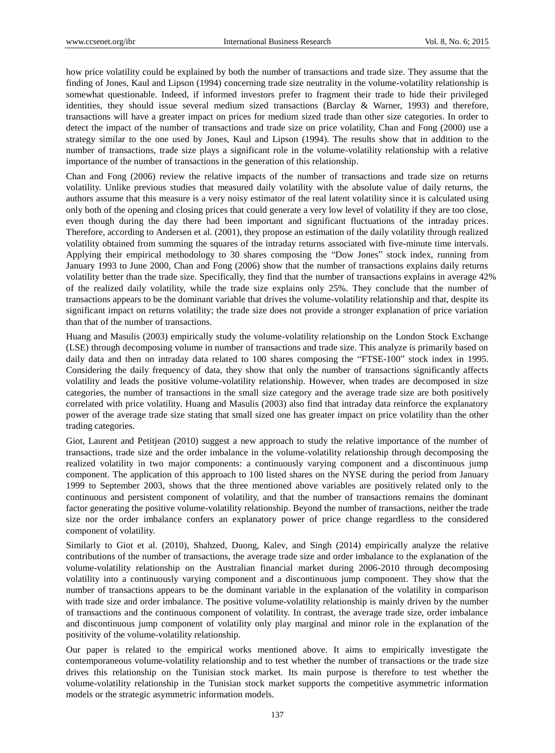how price volatility could be explained by both the number of transactions and trade size. They assume that the finding of Jones, Kaul and Lipson (1994) concerning trade size neutrality in the volume-volatility relationship is somewhat questionable. Indeed, if informed investors prefer to fragment their trade to hide their privileged identities, they should issue several medium sized transactions (Barclay & Warner, 1993) and therefore, transactions will have a greater impact on prices for medium sized trade than other size categories. In order to detect the impact of the number of transactions and trade size on price volatility, Chan and Fong (2000) use a strategy similar to the one used by Jones, Kaul and Lipson (1994). The results show that in addition to the number of transactions, trade size plays a significant role in the volume-volatility relationship with a relative importance of the number of transactions in the generation of this relationship.

Chan and Fong (2006) review the relative impacts of the number of transactions and trade size on returns volatility. Unlike previous studies that measured daily volatility with the absolute value of daily returns, the authors assume that this measure is a very noisy estimator of the real latent volatility since it is calculated using only both of the opening and closing prices that could generate a very low level of volatility if they are too close, even though during the day there had been important and significant fluctuations of the intraday prices. Therefore, according to Andersen et al. (2001), they propose an estimation of the daily volatility through realized volatility obtained from summing the squares of the intraday returns associated with five-minute time intervals. Applying their empirical methodology to 30 shares composing the "Dow Jones" stock index, running from January 1993 to June 2000, Chan and Fong (2006) show that the number of transactions explains daily returns volatility better than the trade size. Specifically, they find that the number of transactions explains in average 42% of the realized daily volatility, while the trade size explains only 25%. They conclude that the number of transactions appears to be the dominant variable that drives the volume-volatility relationship and that, despite its significant impact on returns volatility; the trade size does not provide a stronger explanation of price variation than that of the number of transactions.

Huang and Masulis (2003) empirically study the volume-volatility relationship on the London Stock Exchange (LSE) through decomposing volume in number of transactions and trade size. This analyze is primarily based on daily data and then on intraday data related to 100 shares composing the "FTSE-100" stock index in 1995. Considering the daily frequency of data, they show that only the number of transactions significantly affects volatility and leads the positive volume-volatility relationship. However, when trades are decomposed in size categories, the number of transactions in the small size category and the average trade size are both positively correlated with price volatility. Huang and Masulis (2003) also find that intraday data reinforce the explanatory power of the average trade size stating that small sized one has greater impact on price volatility than the other trading categories.

Giot, Laurent and Petitjean (2010) suggest a new approach to study the relative importance of the number of transactions, trade size and the order imbalance in the volume-volatility relationship through decomposing the realized volatility in two major components: a continuously varying component and a discontinuous jump component. The application of this approach to 100 listed shares on the NYSE during the period from January 1999 to September 2003, shows that the three mentioned above variables are positively related only to the continuous and persistent component of volatility, and that the number of transactions remains the dominant factor generating the positive volume-volatility relationship. Beyond the number of transactions, neither the trade size nor the order imbalance confers an explanatory power of price change regardless to the considered component of volatility.

Similarly to Giot et al. (2010), Shahzed, Duong, Kalev, and Singh (2014) empirically analyze the relative contributions of the number of transactions, the average trade size and order imbalance to the explanation of the volume-volatility relationship on the Australian financial market during 2006-2010 through decomposing volatility into a continuously varying component and a discontinuous jump component. They show that the number of transactions appears to be the dominant variable in the explanation of the volatility in comparison with trade size and order imbalance. The positive volume-volatility relationship is mainly driven by the number of transactions and the continuous component of volatility. In contrast, the average trade size, order imbalance and discontinuous jump component of volatility only play marginal and minor role in the explanation of the positivity of the volume-volatility relationship.

Our paper is related to the empirical works mentioned above. It aims to empirically investigate the contemporaneous volume-volatility relationship and to test whether the number of transactions or the trade size drives this relationship on the Tunisian stock market. Its main purpose is therefore to test whether the volume-volatility relationship in the Tunisian stock market supports the competitive asymmetric information models or the strategic asymmetric information models.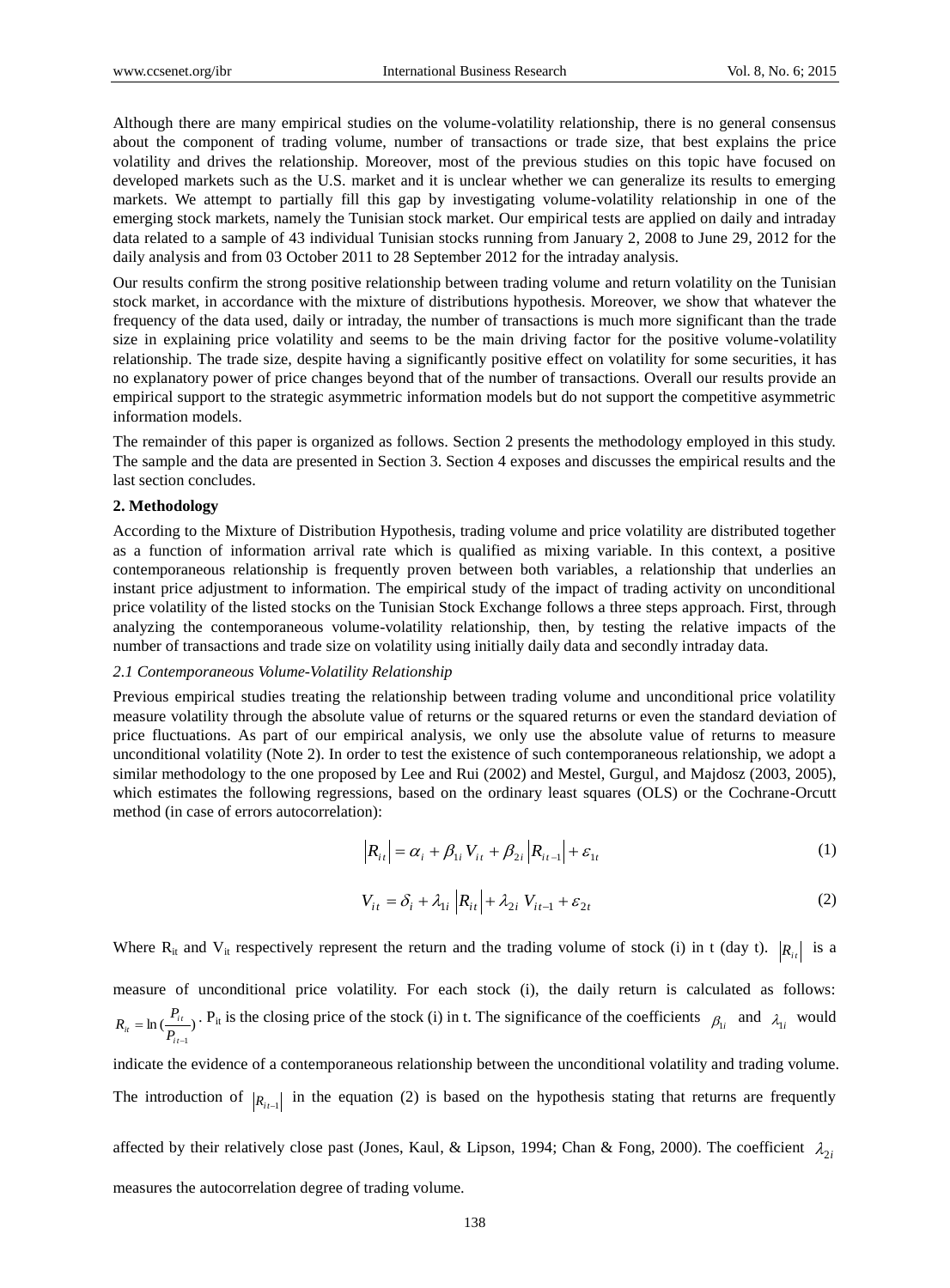Although there are many empirical studies on the volume-volatility relationship, there is no general consensus about the component of trading volume, number of transactions or trade size, that best explains the price volatility and drives the relationship. Moreover, most of the previous studies on this topic have focused on developed markets such as the U.S. market and it is unclear whether we can generalize its results to emerging markets. We attempt to partially fill this gap by investigating volume-volatility relationship in one of the emerging stock markets, namely the Tunisian stock market. Our empirical tests are applied on daily and intraday data related to a sample of 43 individual Tunisian stocks running from January 2, 2008 to June 29, 2012 for the daily analysis and from 03 October 2011 to 28 September 2012 for the intraday analysis.

Our results confirm the strong positive relationship between trading volume and return volatility on the Tunisian stock market, in accordance with the mixture of distributions hypothesis. Moreover, we show that whatever the frequency of the data used, daily or intraday, the number of transactions is much more significant than the trade size in explaining price volatility and seems to be the main driving factor for the positive volume-volatility relationship. The trade size, despite having a significantly positive effect on volatility for some securities, it has no explanatory power of price changes beyond that of the number of transactions. Overall our results provide an empirical support to the strategic asymmetric information models but do not support the competitive asymmetric information models.

The remainder of this paper is organized as follows. Section 2 presents the methodology employed in this study. The sample and the data are presented in Section 3. Section 4 exposes and discusses the empirical results and the last section concludes.

## 2. Methodology

According to the Mixture of Distribution Hypothesis, trading volume and price volatility are distributed together as a function of information arrival rate which is qualified as mixing variable. In this context, a positive contemporaneous relationship is frequently proven between both variables, a relationship that underlies an instant price adjustment to information. The empirical study of the impact of trading activity on unconditional price volatility of the listed stocks on the Tunisian Stock Exchange follows a three steps approach. First, through analyzing the contemporaneous volume-volatility relationship, then, by testing the relative impacts of the number of transactions and trade size on volatility using initially daily data and secondly intraday data.

### *2.1 Contemporaneous Volume-Volatility Relationship*

Previous empirical studies treating the relationship between trading volume and unconditional price volatility measure volatility through the absolute value of returns or the squared returns or even the standard deviation of price fluctuations. As part of our empirical analysis, we only use the absolute value of returns to measure unconditional volatility (Note 2). In order to test the existence of such contemporaneous relationship, we adopt a similar methodology to the one proposed by Lee and Rui (2002) and Mestel, Gurgul, and Majdosz (2003, 2005), which estimates the following regressions, based on the ordinary least squares (OLS) or the Cochrane-Orcutt method (in case of errors autocorrelation):

$$\left|R_{it}\right| = \alpha_i + \beta_{1i} V_{it} + \beta_{2i} \left|R_{it-1}\right| + \varepsilon_{1t} \tag{1}$$

$$V_{it} = \delta_i + \lambda_{1i} \left|R_{it}\right| + \lambda_{2i} V_{it-1} + \varepsilon_{2t} \tag{2}$$

Where $R_{it}$ and $V_{it}$ respectively represent the return and the trading volume of stock (i) in t (day t). $\left|R_{it}\right|$ is a measure of unconditional price volatility. For each stock (i), the daily return is calculated as follows: $R_{it} = \ln(\frac{P_{it}}{P_{it-1}})$. $P_{it}$ is the closing price of the stock (i) in t. The significance of the coefficients $\beta_{1i}$ and $\lambda_{1i}$ would indicate the evidence of a contemporaneous relationship between the unconditional volatility and trading volume. The introduction of $\left|R_{it-1}\right|$ in the equation (2) is based on the hypothesis stating that returns are frequently affected by their relatively close past (Jones, Kaul, & Lipson, 1994; Chan & Fong, 2000). The coefficient $\lambda_{2i}$ measures the autocorrelation degree of trading volume.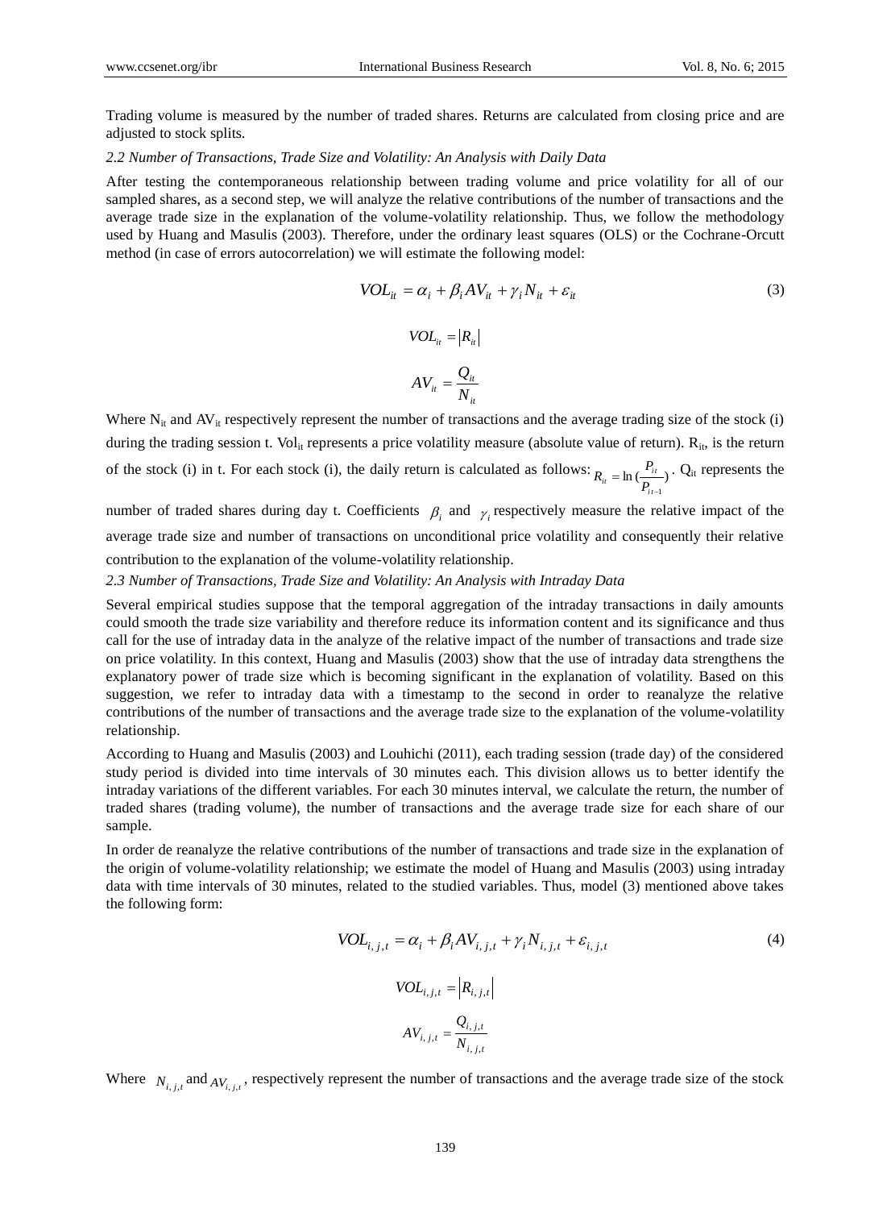Trading volume is measured by the number of traded shares. Returns are calculated from closing price and are adjusted to stock splits.

### *2.2 Number of Transactions, Trade Size and Volatility: An Analysis with Daily Data*

After testing the contemporaneous relationship between trading volume and price volatility for all of our sampled shares, as a second step, we will analyze the relative contributions of the number of transactions and the average trade size in the explanation of the volume-volatility relationship. Thus, we follow the methodology used by Huang and Masulis (2003). Therefore, under the ordinary least squares (OLS) or the Cochrane-Orcutt method (in case of errors autocorrelation) we will estimate the following model:

$$VOL_{it} = \alpha_i + \beta_i AV_{it} + \gamma_i N_{it} + \varepsilon_{it} \tag{3}$$

$$VOL_{it} = \left| R_{it} \right|$$

$$AV_{it} = \frac{Q_{it}}{N_{it}}$$

Where $N_{it}$ and $AV_{it}$ respectively represent the number of transactions and the average trading size of the stock (i) during the trading session t. $Vol_{it}$ represents a price volatility measure (absolute value of return). $R_{it}$, is the return of the stock (i) in t. For each stock (i), the daily return is calculated as follows: $R_{it} = \ln\left(\frac{P_{it}}{P_{it-1}}\right)$. $Q_{it}$ represents the number of traded shares during day t. Coefficients $\beta_i$ and $\gamma_i$ respectively measure the relative impact of the average trade size and number of transactions on unconditional price volatility and consequently their relative contribution to the explanation of the volume-volatility relationship.

### *2.3 Number of Transactions, Trade Size and Volatility: An Analysis with Intraday Data*

Several empirical studies suppose that the temporal aggregation of the intraday transactions in daily amounts could smooth the trade size variability and therefore reduce its information content and its significance and thus call for the use of intraday data in the analyze of the relative impact of the number of transactions and trade size on price volatility. In this context, Huang and Masulis (2003) show that the use of intraday data strengthens the explanatory power of trade size which is becoming significant in the explanation of volatility. Based on this suggestion, we refer to intraday data with a timestamp to the second in order to reanalyze the relative contributions of the number of transactions and the average trade size to the explanation of the volume-volatility relationship.

According to Huang and Masulis (2003) and Louhichi (2011), each trading session (trade day) of the considered study period is divided into time intervals of 30 minutes each. This division allows us to better identify the intraday variations of the different variables. For each 30 minutes interval, we calculate the return, the number of traded shares (trading volume), the number of transactions and the average trade size for each share of our sample.

In order de reanalyze the relative contributions of the number of transactions and trade size in the explanation of the origin of volume-volatility relationship; we estimate the model of Huang and Masulis (2003) using intraday data with time intervals of 30 minutes, related to the studied variables. Thus, model (3) mentioned above takes the following form:

$$VOL_{i,j,t} = \alpha_i + \beta_i AV_{i,j,t} + \gamma_i N_{i,j,t} + \varepsilon_{i,j,t} \tag{4}$$

$$VOL_{i,j,t} = \left| R_{i,j,t} \right|$$

$$AV_{i,j,t} = \frac{Q_{i,j,t}}{N_{i,j,t}}$$

Where $N_{i,j,t}$ and $AV_{i,j,t}$, respectively represent the number of transactions and the average trade size of the stock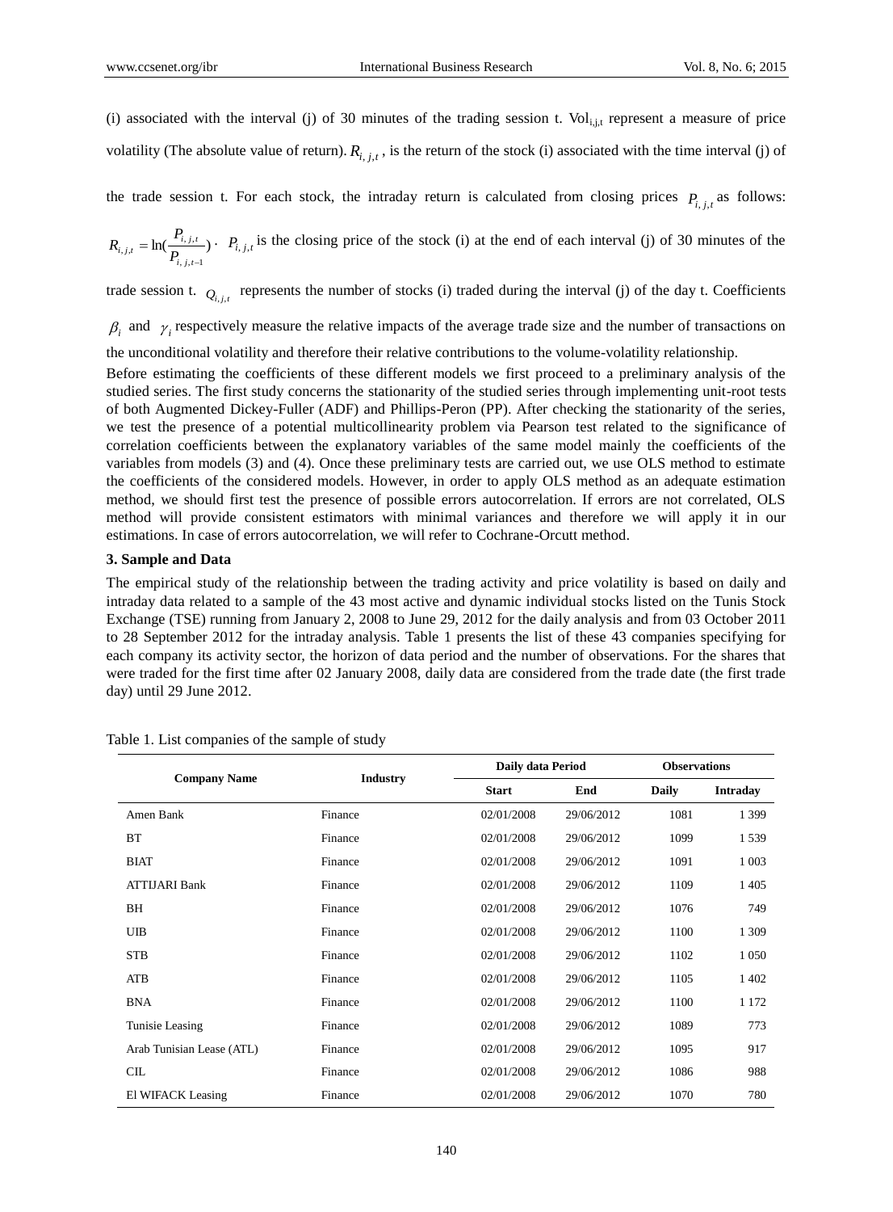(i) associated with the interval (j) of 30 minutes of the trading session t. $Vol_{i,j,t}$ represent a measure of price volatility (The absolute value of return). $R_{i,j,t}$, is the return of the stock (i) associated with the time interval (j) of the trade session t. For each stock, the intraday return is calculated from closing prices $P_{i,j,t}$ as follows: $R_{i,j,t} = \ln(\frac{P_{i,j,t}}{P_{i,j,t-1}})$ · $P_{i,j,t}$ is the closing price of the stock (i) at the end of each interval (j) of 30 minutes of the trade session t. $Q_{i,j,t}$ represents the number of stocks (i) traded during the interval (j) of the day t. Coefficients $\beta_i$ and $\gamma_i$ respectively measure the relative impacts of the average trade size and the number of transactions on the unconditional volatility and therefore their relative contributions to the volume-volatility relationship.

Before estimating the coefficients of these different models we first proceed to a preliminary analysis of the studied series. The first study concerns the stationarity of the studied series through implementing unit-root tests of both Augmented Dickey-Fuller (ADF) and Phillips-Peron (PP). After checking the stationarity of the series, we test the presence of a potential multicollinearity problem via Pearson test related to the significance of correlation coefficients between the explanatory variables of the same model mainly the coefficients of the variables from models (3) and (4). Once these preliminary tests are carried out, we use OLS method to estimate the coefficients of the considered models. However, in order to apply OLS method as an adequate estimation method, we should first test the presence of possible errors autocorrelation. If errors are not correlated, OLS method will provide consistent estimators with minimal variances and therefore we will apply it in our estimations. In case of errors autocorrelation, we will refer to Cochrane-Orcutt method.

## 3. Sample and Data

The empirical study of the relationship between the trading activity and price volatility is based on daily and intraday data related to a sample of the 43 most active and dynamic individual stocks listed on the Tunis Stock Exchange (TSE) running from January 2, 2008 to June 29, 2012 for the daily analysis and from 03 October 2011 to 28 September 2012 for the intraday analysis. Table 1 presents the list of these 43 companies specifying for each company its activity sector, the horizon of data period and the number of observations. For the shares that were traded for the first time after 02 January 2008, daily data are considered from the trade date (the first trade day) until 29 June 2012.

Table 1. List companies of the sample of study

| Company Name | Industry | Daily data Period | | Observations | |
|---|---|---|---|---|---|
| | | Start | End | Daily | Intraday |
| Amen Bank | Finance | 02/01/2008 | 29/06/2012 | 1081 | 1 399 |
| BT | Finance | 02/01/2008 | 29/06/2012 | 1099 | 1 539 |
| BIAT | Finance | 02/01/2008 | 29/06/2012 | 1091 | 1 003 |
| ATTIJARI Bank | Finance | 02/01/2008 | 29/06/2012 | 1109 | 1 405 |
| BH | Finance | 02/01/2008 | 29/06/2012 | 1076 | 749 |
| UIB | Finance | 02/01/2008 | 29/06/2012 | 1100 | 1 309 |
| STB | Finance | 02/01/2008 | 29/06/2012 | 1102 | 1 050 |
| ATB | Finance | 02/01/2008 | 29/06/2012 | 1105 | 1 402 |
| BNA | Finance | 02/01/2008 | 29/06/2012 | 1100 | 1 172 |
| Tunisie Leasing | Finance | 02/01/2008 | 29/06/2012 | 1089 | 773 |
| Arab Tunisian Lease (ATL) | Finance | 02/01/2008 | 29/06/2012 | 1095 | 917 |
| CIL | Finance | 02/01/2008 | 29/06/2012 | 1086 | 988 |
| El WIFACK Leasing | Finance | 02/01/2008 | 29/06/2012 | 1070 | 780 |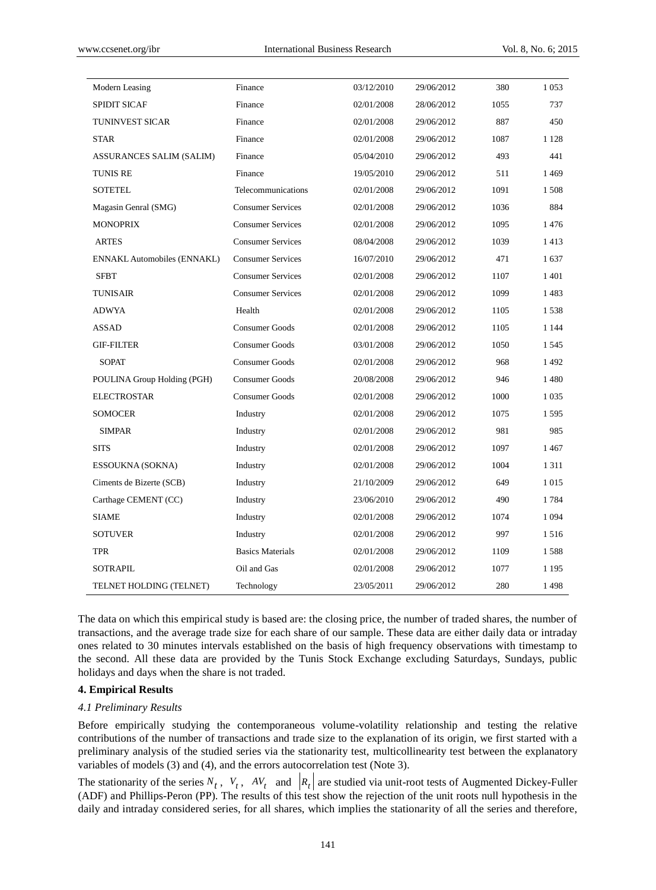| | | | | | |
|---|---|---|---|---|---|
| Modern Leasing | Finance | 03/12/2010 | 29/06/2012 | 380 | 1 053 |
| SPIDIT SICAF | Finance | 02/01/2008 | 28/06/2012 | 1055 | 737 |
| TUNINVEST SICAR | Finance | 02/01/2008 | 29/06/2012 | 887 | 450 |
| STAR | Finance | 02/01/2008 | 29/06/2012 | 1087 | 1 128 |
| ASSURANCES SALIM (SALIM) | Finance | 05/04/2010 | 29/06/2012 | 493 | 441 |
| TUNIS RE | Finance | 19/05/2010 | 29/06/2012 | 511 | 1 469 |
| SOTETEL | Telecommunications | 02/01/2008 | 29/06/2012 | 1091 | 1 508 |
| Magasin Genral (SMG) | Consumer Services | 02/01/2008 | 29/06/2012 | 1036 | 884 |
| MONOPRIX | Consumer Services | 02/01/2008 | 29/06/2012 | 1095 | 1 476 |
| ARTES | Consumer Services | 08/04/2008 | 29/06/2012 | 1039 | 1 413 |
| ENNAKL Automobiles (ENNAKL) | Consumer Services | 16/07/2010 | 29/06/2012 | 471 | 1 637 |
| SFBT | Consumer Services | 02/01/2008 | 29/06/2012 | 1107 | 1 401 |
| TUNISAIR | Consumer Services | 02/01/2008 | 29/06/2012 | 1099 | 1 483 |
| ADWYA | Health | 02/01/2008 | 29/06/2012 | 1105 | 1 538 |
| ASSAD | Consumer Goods | 02/01/2008 | 29/06/2012 | 1105 | 1 144 |
| GIF-FILTER | Consumer Goods | 03/01/2008 | 29/06/2012 | 1050 | 1 545 |
| SOPAT | Consumer Goods | 02/01/2008 | 29/06/2012 | 968 | 1 492 |
| POULINA Group Holding (PGH) | Consumer Goods | 20/08/2008 | 29/06/2012 | 946 | 1 480 |
| ELECTROSTAR | Consumer Goods | 02/01/2008 | 29/06/2012 | 1000 | 1 035 |
| SOMOCER | Industry | 02/01/2008 | 29/06/2012 | 1075 | 1 595 |
| SIMPAR | Industry | 02/01/2008 | 29/06/2012 | 981 | 985 |
| SITS | Industry | 02/01/2008 | 29/06/2012 | 1097 | 1 467 |
| ESSOUKNA (SOKNA) | Industry | 02/01/2008 | 29/06/2012 | 1004 | 1 311 |
| Ciments de Bizerte (SCB) | Industry | 21/10/2009 | 29/06/2012 | 649 | 1 015 |
| Carthage CEMENT (CC) | Industry | 23/06/2010 | 29/06/2012 | 490 | 1 784 |
| SIAME | Industry | 02/01/2008 | 29/06/2012 | 1074 | 1 094 |
| SOTUVER | Industry | 02/01/2008 | 29/06/2012 | 997 | 1 516 |
| TPR | Basics Materials | 02/01/2008 | 29/06/2012 | 1109 | 1 588 |
| SOTRAPIL | Oil and Gas | 02/01/2008 | 29/06/2012 | 1077 | 1 195 |
| TELNET HOLDING (TELNET) | Technology | 23/05/2011 | 29/06/2012 | 280 | 1 498 |

The data on which this empirical study is based are: the closing price, the number of traded shares, the number of transactions, and the average trade size for each share of our sample. These data are either daily data or intraday ones related to 30 minutes intervals established on the basis of high frequency observations with timestamp to the second. All these data are provided by the Tunis Stock Exchange excluding Saturdays, Sundays, public holidays and days when the share is not traded.

## 4. Empirical Results

### *4.1 Preliminary Results*

Before empirically studying the contemporaneous volume-volatility relationship and testing the relative contributions of the number of transactions and trade size to the explanation of its origin, we first started with a preliminary analysis of the studied series via the stationarity test, multicollinearity test between the explanatory variables of models (3) and (4), and the errors autocorrelation test (Note 3).

The stationarity of the series $N_t$, $V_t$, $AV_t$ and $|R_t|$ are studied via unit-root tests of Augmented Dickey-Fuller (ADF) and Phillips-Peron (PP). The results of this test show the rejection of the unit roots null hypothesis in the daily and intraday considered series, for all shares, which implies the stationarity of all the series and therefore,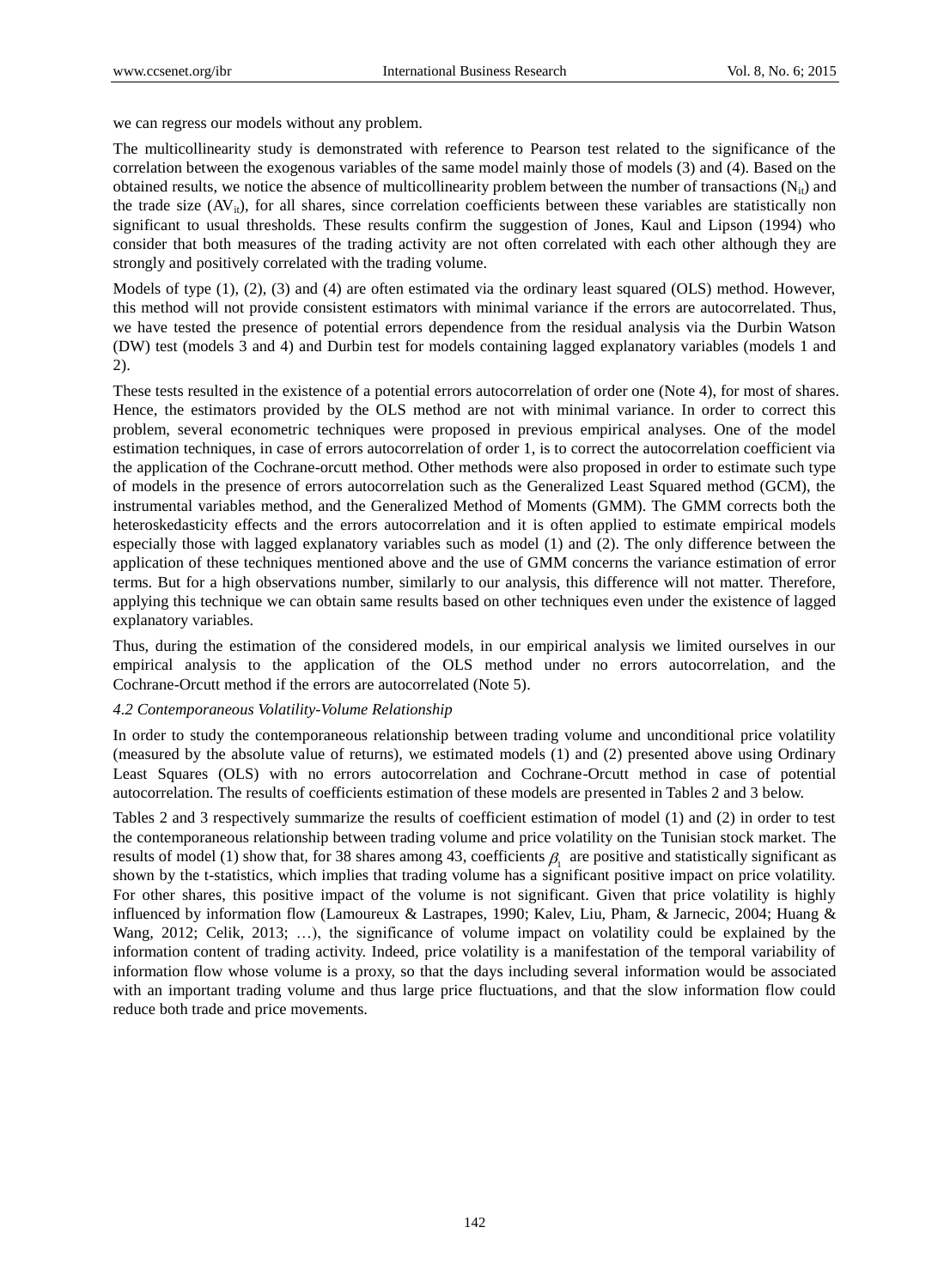we can regress our models without any problem.

The multicollinearity study is demonstrated with reference to Pearson test related to the significance of the correlation between the exogenous variables of the same model mainly those of models (3) and (4). Based on the obtained results, we notice the absence of multicollinearity problem between the number of transactions ($N_{it}$) and the trade size ($AV_{it}$), for all shares, since correlation coefficients between these variables are statistically non significant to usual thresholds. These results confirm the suggestion of Jones, Kaul and Lipson (1994) who consider that both measures of the trading activity are not often correlated with each other although they are strongly and positively correlated with the trading volume.

Models of type (1), (2), (3) and (4) are often estimated via the ordinary least squared (OLS) method. However, this method will not provide consistent estimators with minimal variance if the errors are autocorrelated. Thus, we have tested the presence of potential errors dependence from the residual analysis via the Durbin Watson (DW) test (models 3 and 4) and Durbin test for models containing lagged explanatory variables (models 1 and 2).

These tests resulted in the existence of a potential errors autocorrelation of order one (Note 4), for most of shares. Hence, the estimators provided by the OLS method are not with minimal variance. In order to correct this problem, several econometric techniques were proposed in previous empirical analyses. One of the model estimation techniques, in case of errors autocorrelation of order 1, is to correct the autocorrelation coefficient via the application of the Cochrane-orcutt method. Other methods were also proposed in order to estimate such type of models in the presence of errors autocorrelation such as the Generalized Least Squared method (GCM), the instrumental variables method, and the Generalized Method of Moments (GMM). The GMM corrects both the heteroskedasticity effects and the errors autocorrelation and it is often applied to estimate empirical models especially those with lagged explanatory variables such as model (1) and (2). The only difference between the application of these techniques mentioned above and the use of GMM concerns the variance estimation of error terms. But for a high observations number, similarly to our analysis, this difference will not matter. Therefore, applying this technique we can obtain same results based on other techniques even under the existence of lagged explanatory variables.

Thus, during the estimation of the considered models, in our empirical analysis we limited ourselves in our empirical analysis to the application of the OLS method under no errors autocorrelation, and the Cochrane-Orcutt method if the errors are autocorrelated (Note 5).

### *4.2 Contemporaneous Volatility-Volume Relationship*

In order to study the contemporaneous relationship between trading volume and unconditional price volatility (measured by the absolute value of returns), we estimated models (1) and (2) presented above using Ordinary Least Squares (OLS) with no errors autocorrelation and Cochrane-Orcutt method in case of potential autocorrelation. The results of coefficients estimation of these models are presented in Tables 2 and 3 below.

Tables 2 and 3 respectively summarize the results of coefficient estimation of model (1) and (2) in order to test the contemporaneous relationship between trading volume and price volatility on the Tunisian stock market. The results of model (1) show that, for 38 shares among 43, coefficients $\beta_1$ are positive and statistically significant as shown by the t-statistics, which implies that trading volume has a significant positive impact on price volatility. For other shares, this positive impact of the volume is not significant. Given that price volatility is highly influenced by information flow (Lamoureux & Lastrapes, 1990; Kalev, Liu, Pham, & Jarnecic, 2004; Huang & Wang, 2012; Celik, 2013; …), the significance of volume impact on volatility could be explained by the information content of trading activity. Indeed, price volatility is a manifestation of the temporal variability of information flow whose volume is a proxy, so that the days including several information would be associated with an important trading volume and thus large price fluctuations, and that the slow information flow could reduce both trade and price movements.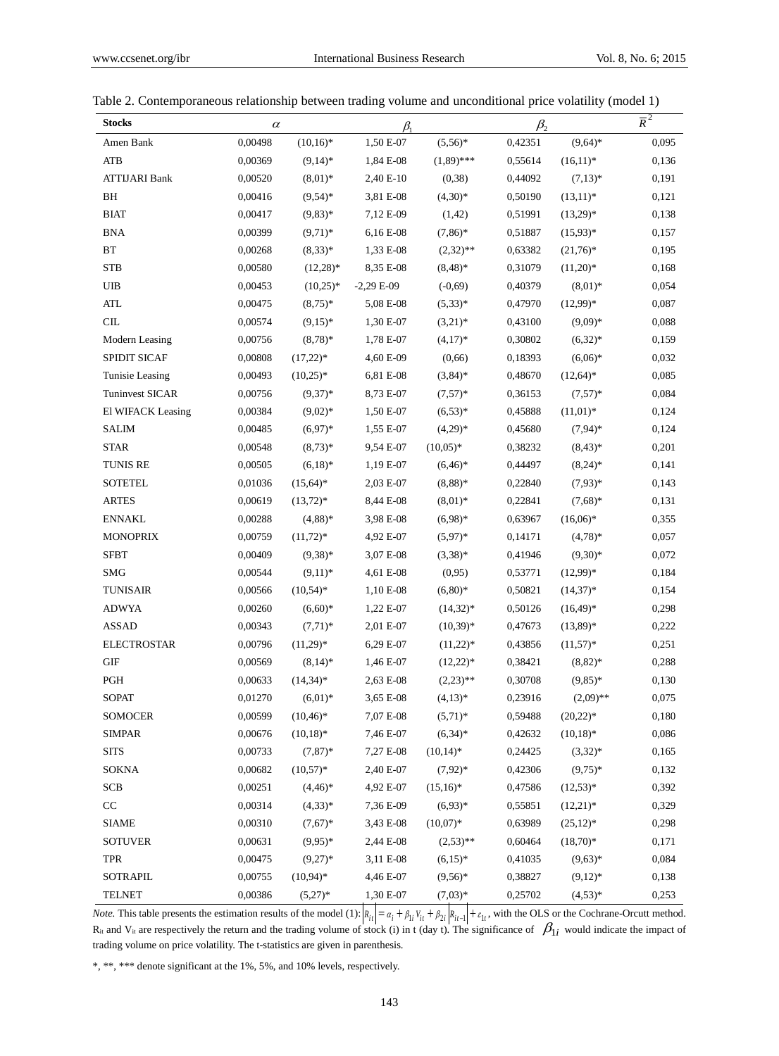Table 2. Contemporaneous relationship between trading volume and unconditional price volatility (model 1)

| Stocks | $\alpha$ | | $\beta_1$ | | $\beta_2$ | | $\overline{R}^2$ |
|---|---|---|---|---|---|---|---|
| Amen Bank | 0,00498 | (10,16)* | 1,50 E-07 | (5,56)* | 0,42351 | (9,64)* | 0,095 |
| ATB | 0,00369 | (9,14)* | 1,84 E-08 | (1,89)*** | 0,55614 | (16,11)* | 0,136 |
| ATTIJARI Bank | 0,00520 | (8,01)* | 2,40 E-10 | (0,38) | 0,44092 | (7,13)* | 0,191 |
| BH | 0,00416 | (9,54)* | 3,81 E-08 | (4,30)* | 0,50190 | (13,11)* | 0,121 |
| BIAT | 0,00417 | (9,83)* | 7,12 E-09 | (1,42) | 0,51991 | (13,29)* | 0,138 |
| BNA | 0,00399 | (9,71)* | 6,16 E-08 | (7,86)* | 0,51887 | (15,93)* | 0,157 |
| BT | 0,00268 | (8,33)* | 1,33 E-08 | (2,32)** | 0,63382 | (21,76)* | 0,195 |
| STB | 0,00580 | (12,28)* | 8,35 E-08 | (8,48)* | 0,31079 | (11,20)* | 0,168 |
| UIB | 0,00453 | (10,25)* | -2,29 E-09 | (-0,69) | 0,40379 | (8,01)* | 0,054 |
| ATL | 0,00475 | (8,75)* | 5,08 E-08 | (5,33)* | 0,47970 | (12,99)* | 0,087 |
| CIL | 0,00574 | (9,15)* | 1,30 E-07 | (3,21)* | 0,43100 | (9,09)* | 0,088 |
| Modern Leasing | 0,00756 | (8,78)* | 1,78 E-07 | (4,17)* | 0,30802 | (6,32)* | 0,159 |
| SPIDIT SICAF | 0,00808 | (17,22)* | 4,60 E-09 | (0,66) | 0,18393 | (6,06)* | 0,032 |
| Tunisie Leasing | 0,00493 | (10,25)* | 6,81 E-08 | (3,84)* | 0,48670 | (12,64)* | 0,085 |
| Tuninvest SICAR | 0,00756 | (9,37)* | 8,73 E-07 | (7,57)* | 0,36153 | (7,57)* | 0,084 |
| El WIFACK Leasing | 0,00384 | (9,02)* | 1,50 E-07 | (6,53)* | 0,45888 | (11,01)* | 0,124 |
| SALIM | 0,00485 | (6,97)* | 1,55 E-07 | (4,29)* | 0,45680 | (7,94)* | 0,124 |
| STAR | 0,00548 | (8,73)* | 9,54 E-07 | (10,05)* | 0,38232 | (8,43)* | 0,201 |
| TUNIS RE | 0,00505 | (6,18)* | 1,19 E-07 | (6,46)* | 0,44497 | (8,24)* | 0,141 |
| SOTETEL | 0,01036 | (15,64)* | 2,03 E-07 | (8,88)* | 0,22840 | (7,93)* | 0,143 |
| ARTES | 0,00619 | (13,72)* | 8,44 E-08 | (8,01)* | 0,22841 | (7,68)* | 0,131 |
| ENNAKL | 0,00288 | (4,88)* | 3,98 E-08 | (6,98)* | 0,63967 | (16,06)* | 0,355 |
| MONOPRIX | 0,00759 | (11,72)* | 4,92 E-07 | (5,97)* | 0,14171 | (4,78)* | 0,057 |
| SFBT | 0,00409 | (9,38)* | 3,07 E-08 | (3,38)* | 0,41946 | (9,30)* | 0,072 |
| SMG | 0,00544 | (9,11)* | 4,61 E-08 | (0,95) | 0,53771 | (12,99)* | 0,184 |
| TUNISAIR | 0,00566 | (10,54)* | 1,10 E-08 | (6,80)* | 0,50821 | (14,37)* | 0,154 |
| ADWYA | 0,00260 | (6,60)* | 1,22 E-07 | (14,32)* | 0,50126 | (16,49)* | 0,298 |
| ASSAD | 0,00343 | (7,71)* | 2,01 E-07 | (10,39)* | 0,47673 | (13,89)* | 0,222 |
| ELECTROSTAR | 0,00796 | (11,29)* | 6,29 E-07 | (11,22)* | 0,43856 | (11,57)* | 0,251 |
| GIF | 0,00569 | (8,14)* | 1,46 E-07 | (12,22)* | 0,38421 | (8,82)* | 0,288 |
| PGH | 0,00633 | (14,34)* | 2,63 E-08 | (2,23)** | 0,30708 | (9,85)* | 0,130 |
| SOPAT | 0,01270 | (6,01)* | 3,65 E-08 | (4,13)* | 0,23916 | (2,09)** | 0,075 |
| SOMOCER | 0,00599 | (10,46)* | 7,07 E-08 | (5,71)* | 0,59488 | (20,22)* | 0,180 |
| SIMPAR | 0,00676 | (10,18)* | 7,46 E-07 | (6,34)* | 0,42632 | (10,18)* | 0,086 |
| SITS | 0,00733 | (7,87)* | 7,27 E-08 | (10,14)* | 0,24425 | (3,32)* | 0,165 |
| SOKNA | 0,00682 | (10,57)* | 2,40 E-07 | (7,92)* | 0,42306 | (9,75)* | 0,132 |
| SCB | 0,00251 | (4,46)* | 4,92 E-07 | (15,16)* | 0,47586 | (12,53)* | 0,392 |
| CC | 0,00314 | (4,33)* | 7,36 E-09 | (6,93)* | 0,55851 | (12,21)* | 0,329 |
| SIAME | 0,00310 | (7,67)* | 3,43 E-08 | (10,07)* | 0,63989 | (25,12)* | 0,298 |
| SOTUVER | 0,00631 | (9,95)* | 2,44 E-08 | (2,53)** | 0,60464 | (18,70)* | 0,171 |
| TPR | 0,00475 | (9,27)* | 3,11 E-08 | (6,15)* | 0,41035 | (9,63)* | 0,084 |
| SOTRAPIL | 0,00755 | (10,94)* | 4,46 E-07 | (9,56)* | 0,38827 | (9,12)* | 0,138 |
| TELNET | 0,00386 | (5,27)* | 1,30 E-07 | (7,03)* | 0,25702 | (4,53)* | 0,253 |

*Note.* This table presents the estimation results of the model (1): $\left|R_{it}\right| = \alpha_i + \beta_{1i} V_{it} + \beta_{2i} \left|R_{it-1}\right| + \varepsilon_{1t}$, with the OLS or the Cochrane-Orcutt method. $R_{it}$ and $V_{it}$ are respectively the return and the trading volume of stock (i) in t (day t). The significance of $\beta_{1i}$ would indicate the impact of trading volume on price volatility. The t-statistics are given in parenthesis.

*, **, *** denote significant at the 1%, 5%, and 10% levels, respectively.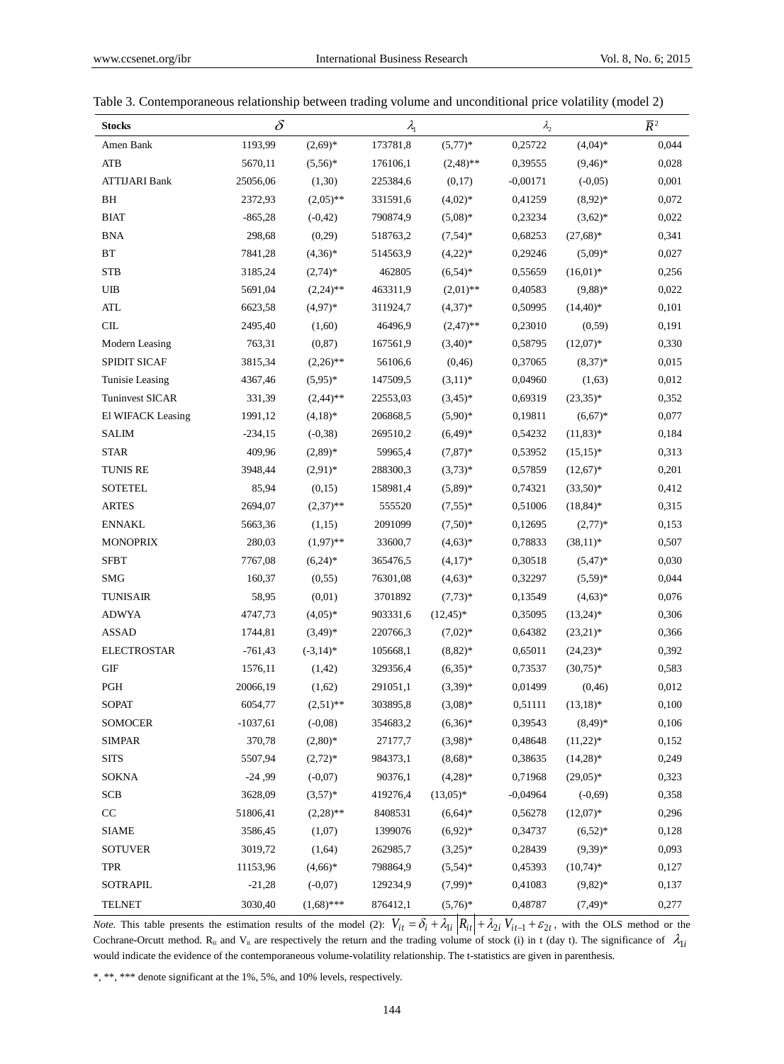Table 3. Contemporaneous relationship between trading volume and unconditional price volatility (model 2)

| Stocks | $\delta$ | | $\lambda_1$ | | $\lambda_2$ | | $\bar{R}^2$ |
|---|---|---|---|---|---|---|---|
| Amen Bank | 1193,99 | (2,69)* | 173781,8 | (5,77)* | 0,25722 | (4,04)* | 0,044 |
| ATB | 5670,11 | (5,56)* | 176106,1 | (2,48)** | 0,39555 | (9,46)* | 0,028 |
| ATTIJARI Bank | 25056,06 | (1,30) | 225384,6 | (0,17) | -0,00171 | (-0,05) | 0,001 |
| BH | 2372,93 | (2,05)** | 331591,6 | (4,02)* | 0,41259 | (8,92)* | 0,072 |
| BIAT | -865,28 | (-0,42) | 790874,9 | (5,08)* | 0,23234 | (3,62)* | 0,022 |
| BNA | 298,68 | (0,29) | 518763,2 | (7,54)* | 0,68253 | (27,68)* | 0,341 |
| BT | 7841,28 | (4,36)* | 514563,9 | (4,22)* | 0,29246 | (5,09)* | 0,027 |
| STB | 3185,24 | (2,74)* | 462805 | (6,54)* | 0,55659 | (16,01)* | 0,256 |
| UIB | 5691,04 | (2,24)** | 463311,9 | (2,01)** | 0,40583 | (9,88)* | 0,022 |
| ATL | 6623,58 | (4,97)* | 311924,7 | (4,37)* | 0,50995 | (14,40)* | 0,101 |
| CIL | 2495,40 | (1,60) | 46496,9 | (2,47)** | 0,23010 | (0,59) | 0,191 |
| Modern Leasing | 763,31 | (0,87) | 167561,9 | (3,40)* | 0,58795 | (12,07)* | 0,330 |
| SPIDIT SICAF | 3815,34 | (2,26)** | 56106,6 | (0,46) | 0,37065 | (8,37)* | 0,015 |
| Tunisie Leasing | 4367,46 | (5,95)* | 147509,5 | (3,11)* | 0,04960 | (1,63) | 0,012 |
| Tuninvest SICAR | 331,39 | (2,44)** | 22553,03 | (3,45)* | 0,69319 | (23,35)* | 0,352 |
| El WIFACK Leasing | 1991,12 | (4,18)* | 206868,5 | (5,90)* | 0,19811 | (6,67)* | 0,077 |
| SALIM | -234,15 | (-0,38) | 269510,2 | (6,49)* | 0,54232 | (11,83)* | 0,184 |
| STAR | 409,96 | (2,89)* | 59965,4 | (7,87)* | 0,53952 | (15,15)* | 0,313 |
| TUNIS RE | 3948,44 | (2,91)* | 288300,3 | (3,73)* | 0,57859 | (12,67)* | 0,201 |
| SOTETEL | 85,94 | (0,15) | 158981,4 | (5,89)* | 0,74321 | (33,50)* | 0,412 |
| ARTES | 2694,07 | (2,37)** | 555520 | (7,55)* | 0,51006 | (18,84)* | 0,315 |
| ENNAKL | 5663,36 | (1,15) | 2091099 | (7,50)* | 0,12695 | (2,77)* | 0,153 |
| MONOPRIX | 280,03 | (1,97)** | 33600,7 | (4,63)* | 0,78833 | (38,11)* | 0,507 |
| SFBT | 7767,08 | (6,24)* | 365476,5 | (4,17)* | 0,30518 | (5,47)* | 0,030 |
| SMG | 160,37 | (0,55) | 76301,08 | (4,63)* | 0,32297 | (5,59)* | 0,044 |
| TUNISAIR | 58,95 | (0,01) | 3701892 | (7,73)* | 0,13549 | (4,63)* | 0,076 |
| ADWYA | 4747,73 | (4,05)* | 903331,6 | (12,45)* | 0,35095 | (13,24)* | 0,306 |
| ASSAD | 1744,81 | (3,49)* | 220766,3 | (7,02)* | 0,64382 | (23,21)* | 0,366 |
| ELECTROSTAR | -761,43 | (-3,14)* | 105668,1 | (8,82)* | 0,65011 | (24,23)* | 0,392 |
| GIF | 1576,11 | (1,42) | 329356,4 | (6,35)* | 0,73537 | (30,75)* | 0,583 |
| PGH | 20066,19 | (1,62) | 291051,1 | (3,39)* | 0,01499 | (0,46) | 0,012 |
| SOPAT | 6054,77 | (2,51)** | 303895,8 | (3,08)* | 0,51111 | (13,18)* | 0,100 |
| SOMOCER | -1037,61 | (-0,08) | 354683,2 | (6,36)* | 0,39543 | (8,49)* | 0,106 |
| SIMPAR | 370,78 | (2,80)* | 27177,7 | (3,98)* | 0,48648 | (11,22)* | 0,152 |
| SITS | 5507,94 | (2,72)* | 984373,1 | (8,68)* | 0,38635 | (14,28)* | 0,249 |
| SOKNA | -24 ,99 | (-0,07) | 90376,1 | (4,28)* | 0,71968 | (29,05)* | 0,323 |
| SCB | 3628,09 | (3,57)* | 419276,4 | (13,05)* | -0,04964 | (-0,69) | 0,358 |
| CC | 51806,41 | (2,28)** | 8408531 | (6,64)* | 0,56278 | (12,07)* | 0,296 |
| SIAME | 3586,45 | (1,07) | 1399076 | (6,92)* | 0,34737 | (6,52)* | 0,128 |
| SOTUVER | 3019,72 | (1,64) | 262985,7 | (3,25)* | 0,28439 | (9,39)* | 0,093 |
| TPR | 11153,96 | (4,66)* | 798864,9 | (5,54)* | 0,45393 | (10,74)* | 0,127 |
| SOTRAPIL | -21,28 | (-0,07) | 129234,9 | (7,99)* | 0,41083 | (9,82)* | 0,137 |
| TELNET | 3030,40 | (1,68)*** | 876412,1 | (5,76)* | 0,48787 | (7,49)* | 0,277 |

*Note.* This table presents the estimation results of the model (2): $V_{it} = \delta_i + \lambda_{1i} \left|R_{it}\right| + \lambda_{2i} V_{it-1} + \varepsilon_{2t}$, with the OLS method or the Cochrane-Orcutt method. $R_{it}$ and $V_{it}$ are respectively the return and the trading volume of stock (i) in t (day t). The significance of $\lambda_{1i}$ would indicate the evidence of the contemporaneous volume-volatility relationship. The t-statistics are given in parenthesis.

*, **, *** denote significant at the 1%, 5%, and 10% levels, respectively.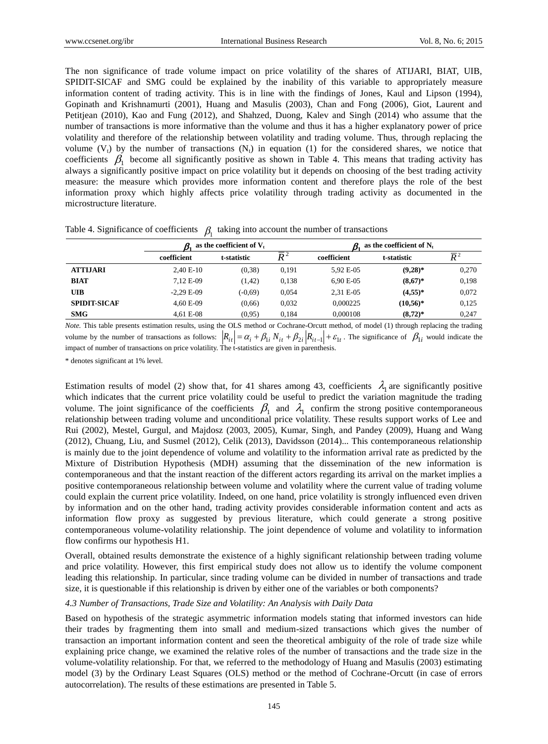The non significance of trade volume impact on price volatility of the shares of ATIJARI, BIAT, UIB, SPIDIT-SICAF and SMG could be explained by the inability of this variable to appropriately measure information content of trading activity. This is in line with the findings of Jones, Kaul and Lipson (1994), Gopinath and Krishnamurti (2001), Huang and Masulis (2003), Chan and Fong (2006), Giot, Laurent and Petitjean (2010), Kao and Fung (2012), and Shahzed, Duong, Kalev and Singh (2014) who assume that the number of transactions is more informative than the volume and thus it has a higher explanatory power of price volatility and therefore of the relationship between volatility and trading volume. Thus, through replacing the volume ($V_t$) by the number of transactions ($N_t$) in equation (1) for the considered shares, we notice that coefficients $\beta_1$ become all significantly positive as shown in Table 4. This means that trading activity has always a significantly positive impact on price volatility but it depends on choosing of the best trading activity measure: the measure which provides more information content and therefore plays the role of the best information proxy which highly affects price volatility through trading activity as documented in the microstructure literature.

Table 4. Significance of coefficients $\beta_1$ taking into account the number of transactions

| | $\beta_1$ as the coefficient of $V_t$ | | | $\beta_1$ as the coefficient of $N_t$ | | |
|---|---|---|---|---|---|---|
| | coefficient | t-statistic | $\overline{R}^2$ | coefficient | t-statistic | $\overline{R}^2$ |
| **ATTIJARI** | 2,40 E-10 | (0,38) | 0,191 | 5,92 E-05 | **(9,28)*** | 0,270 |
| **BIAT** | 7,12 E-09 | (1,42) | 0,138 | 6,90 E-05 | **(8,67)*** | 0,198 |
| **UIB** | -2,29 E-09 | (-0,69) | 0,054 | 2,31 E-05 | **(4,55)*** | 0,072 |
| **SPIDIT-SICAF** | 4,60 E-09 | (0,66) | 0,032 | 0,000225 | **(10,56)*** | 0,125 |
| **SMG** | 4,61 E-08 | (0,95) | 0,184 | 0,000108 | **(8,72)*** | 0,247 |

*Note.* This table presents estimation results, using the OLS method or Cochrane-Orcutt method, of model (1) through replacing the trading volume by the number of transactions as follows: $\left|R_{it}\right| = \alpha_i + \beta_{1i} N_{it} + \beta_{2i}\left|R_{it-1}\right| + \varepsilon_{1t}$. The significance of $\beta_{1i}$ would indicate the impact of number of transactions on price volatility. The t-statistics are given in parenthesis.

\* denotes significant at 1% level.

Estimation results of model (2) show that, for 41 shares among 43, coefficients $\lambda_1$ are significantly positive which indicates that the current price volatility could be useful to predict the variation magnitude the trading volume. The joint significance of the coefficients $\beta_1$ and $\lambda_1$ confirm the strong positive contemporaneous relationship between trading volume and unconditional price volatility. These results support works of Lee and Rui (2002), Mestel, Gurgul, and Majdosz (2003, 2005), Kumar, Singh, and Pandey (2009), Huang and Wang (2012), Chuang, Liu, and Susmel (2012), Celik (2013), Davidsson (2014)... This contemporaneous relationship is mainly due to the joint dependence of volume and volatility to the information arrival rate as predicted by the Mixture of Distribution Hypothesis (MDH) assuming that the dissemination of the new information is contemporaneous and that the instant reaction of the different actors regarding its arrival on the market implies a positive contemporaneous relationship between volume and volatility where the current value of trading volume could explain the current price volatility. Indeed, on one hand, price volatility is strongly influenced even driven by information and on the other hand, trading activity provides considerable information content and acts as information flow proxy as suggested by previous literature, which could generate a strong positive contemporaneous volume-volatility relationship. The joint dependence of volume and volatility to information flow confirms our hypothesis H1.

Overall, obtained results demonstrate the existence of a highly significant relationship between trading volume and price volatility. However, this first empirical study does not allow us to identify the volume component leading this relationship. In particular, since trading volume can be divided in number of transactions and trade size, it is questionable if this relationship is driven by either one of the variables or both components?

### *4.3 Number of Transactions, Trade Size and Volatility: An Analysis with Daily Data*

Based on hypothesis of the strategic asymmetric information models stating that informed investors can hide their trades by fragmenting them into small and medium-sized transactions which gives the number of transaction an important information content and seen the theoretical ambiguity of the role of trade size while explaining price change, we examined the relative roles of the number of transactions and the trade size in the volume-volatility relationship. For that, we referred to the methodology of Huang and Masulis (2003) estimating model (3) by the Ordinary Least Squares (OLS) method or the method of Cochrane-Orcutt (in case of errors autocorrelation). The results of these estimations are presented in Table 5.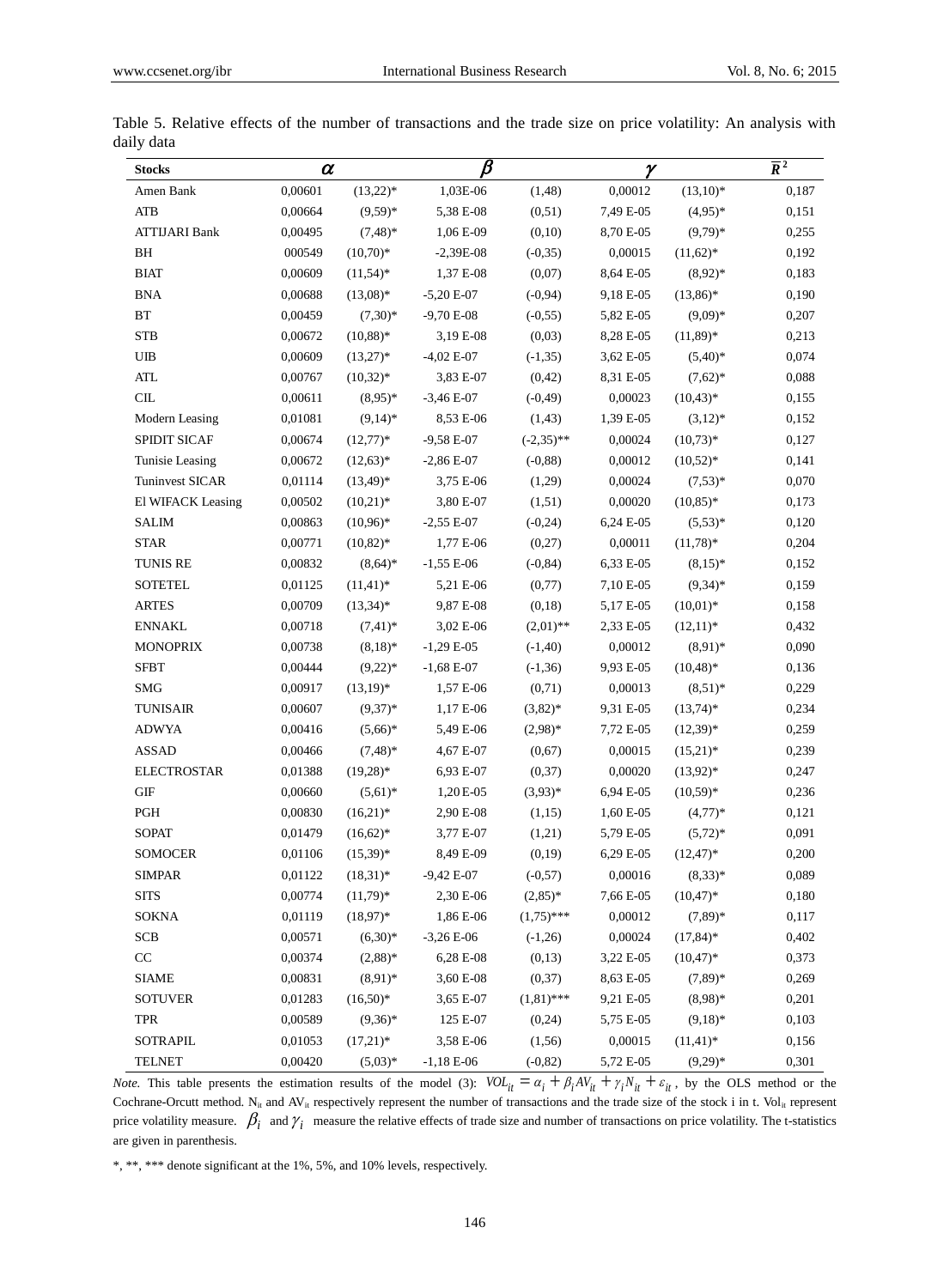Table 5. Relative effects of the number of transactions and the trade size on price volatility: An analysis with daily data

| Stocks | $\alpha$ | | $\beta$ | | $\gamma$ | | $\bar{R}^2$ |
|---|---|---|---|---|---|---|---|
| Amen Bank | 0,00601 | (13,22)* | 1,03E-06 | (1,48) | 0,00012 | (13,10)* | 0,187 |
| ATB | 0,00664 | (9,59)* | 5,38 E-08 | (0,51) | 7,49 E-05 | (4,95)* | 0,151 |
| ATTIJARI Bank | 0,00495 | (7,48)* | 1,06 E-09 | (0,10) | 8,70 E-05 | (9,79)* | 0,255 |
| BH | 000549 | (10,70)* | -2,39E-08 | (-0,35) | 0,00015 | (11,62)* | 0,192 |
| BIAT | 0,00609 | (11,54)* | 1,37 E-08 | (0,07) | 8,64 E-05 | (8,92)* | 0,183 |
| BNA | 0,00688 | (13,08)* | -5,20 E-07 | (-0,94) | 9,18 E-05 | (13,86)* | 0,190 |
| BT | 0,00459 | (7,30)* | -9,70 E-08 | (-0,55) | 5,82 E-05 | (9,09)* | 0,207 |
| STB | 0,00672 | (10,88)* | 3,19 E-08 | (0,03) | 8,28 E-05 | (11,89)* | 0,213 |
| UIB | 0,00609 | (13,27)* | -4,02 E-07 | (-1,35) | 3,62 E-05 | (5,40)* | 0,074 |
| ATL | 0,00767 | (10,32)* | 3,83 E-07 | (0,42) | 8,31 E-05 | (7,62)* | 0,088 |
| CIL | 0,00611 | (8,95)* | -3,46 E-07 | (-0,49) | 0,00023 | (10,43)* | 0,155 |
| Modern Leasing | 0,01081 | (9,14)* | 8,53 E-06 | (1,43) | 1,39 E-05 | (3,12)* | 0,152 |
| SPIDIT SICAF | 0,00674 | (12,77)* | -9,58 E-07 | (-2,35)** | 0,00024 | (10,73)* | 0,127 |
| Tunisie Leasing | 0,00672 | (12,63)* | -2,86 E-07 | (-0,88) | 0,00012 | (10,52)* | 0,141 |
| Tuninvest SICAR | 0,01114 | (13,49)* | 3,75 E-06 | (1,29) | 0,00024 | (7,53)* | 0,070 |
| El WIFACK Leasing | 0,00502 | (10,21)* | 3,80 E-07 | (1,51) | 0,00020 | (10,85)* | 0,173 |
| SALIM | 0,00863 | (10,96)* | -2,55 E-07 | (-0,24) | 6,24 E-05 | (5,53)* | 0,120 |
| STAR | 0,00771 | (10,82)* | 1,77 E-06 | (0,27) | 0,00011 | (11,78)* | 0,204 |
| TUNIS RE | 0,00832 | (8,64)* | -1,55 E-06 | (-0,84) | 6,33 E-05 | (8,15)* | 0,152 |
| SOTETEL | 0,01125 | (11,41)* | 5,21 E-06 | (0,77) | 7,10 E-05 | (9,34)* | 0,159 |
| ARTES | 0,00709 | (13,34)* | 9,87 E-08 | (0,18) | 5,17 E-05 | (10,01)* | 0,158 |
| ENNAKL | 0,00718 | (7,41)* | 3,02 E-06 | (2,01)** | 2,33 E-05 | (12,11)* | 0,432 |
| MONOPRIX | 0,00738 | (8,18)* | -1,29 E-05 | (-1,40) | 0,00012 | (8,91)* | 0,090 |
| SFBT | 0,00444 | (9,22)* | -1,68 E-07 | (-1,36) | 9,93 E-05 | (10,48)* | 0,136 |
| SMG | 0,00917 | (13,19)* | 1,57 E-06 | (0,71) | 0,00013 | (8,51)* | 0,229 |
| TUNISAIR | 0,00607 | (9,37)* | 1,17 E-06 | (3,82)* | 9,31 E-05 | (13,74)* | 0,234 |
| ADWYA | 0,00416 | (5,66)* | 5,49 E-06 | (2,98)* | 7,72 E-05 | (12,39)* | 0,259 |
| ASSAD | 0,00466 | (7,48)* | 4,67 E-07 | (0,67) | 0,00015 | (15,21)* | 0,239 |
| ELECTROSTAR | 0,01388 | (19,28)* | 6,93 E-07 | (0,37) | 0,00020 | (13,92)* | 0,247 |
| GIF | 0,00660 | (5,61)* | 1,20 E-05 | (3,93)* | 6,94 E-05 | (10,59)* | 0,236 |
| PGH | 0,00830 | (16,21)* | 2,90 E-08 | (1,15) | 1,60 E-05 | (4,77)* | 0,121 |
| SOPAT | 0,01479 | (16,62)* | 3,77 E-07 | (1,21) | 5,79 E-05 | (5,72)* | 0,091 |
| SOMOCER | 0,01106 | (15,39)* | 8,49 E-09 | (0,19) | 6,29 E-05 | (12,47)* | 0,200 |
| SIMPAR | 0,01122 | (18,31)* | -9,42 E-07 | (-0,57) | 0,00016 | (8,33)* | 0,089 |
| SITS | 0,00774 | (11,79)* | 2,30 E-06 | (2,85)* | 7,66 E-05 | (10,47)* | 0,180 |
| SOKNA | 0,01119 | (18,97)* | 1,86 E-06 | (1,75)*** | 0,00012 | (7,89)* | 0,117 |
| SCB | 0,00571 | (6,30)* | -3,26 E-06 | (-1,26) | 0,00024 | (17,84)* | 0,402 |
| CC | 0,00374 | (2,88)* | 6,28 E-08 | (0,13) | 3,22 E-05 | (10,47)* | 0,373 |
| SIAME | 0,00831 | (8,91)* | 3,60 E-08 | (0,37) | 8,63 E-05 | (7,89)* | 0,269 |
| SOTUVER | 0,01283 | (16,50)* | 3,65 E-07 | (1,81)*** | 9,21 E-05 | (8,98)* | 0,201 |
| TPR | 0,00589 | (9,36)* | 125 E-07 | (0,24) | 5,75 E-05 | (9,18)* | 0,103 |
| SOTRAPIL | 0,01053 | (17,21)* | 3,58 E-06 | (1,56) | 0,00015 | (11,41)* | 0,156 |
| TELNET | 0,00420 | (5,03)* | -1,18 E-06 | (-0,82) | 5,72 E-05 | (9,29)* | 0,301 |

*Note.* This table presents the estimation results of the model (3): $VOL_{it} = \alpha_i + \beta_i AV_{it} + \gamma_i N_{it} + \varepsilon_{it}$, by the OLS method or the Cochrane-Orcutt method. $N_{it}$ and $AV_{it}$ respectively represent the number of transactions and the trade size of the stock i in t. $Vol_{it}$ represent price volatility measure. $\beta_i$ and $\gamma_i$ measure the relative effects of trade size and number of transactions on price volatility. The t-statistics are given in parenthesis.

*, **, *** denote significant at the 1%, 5%, and 10% levels, respectively.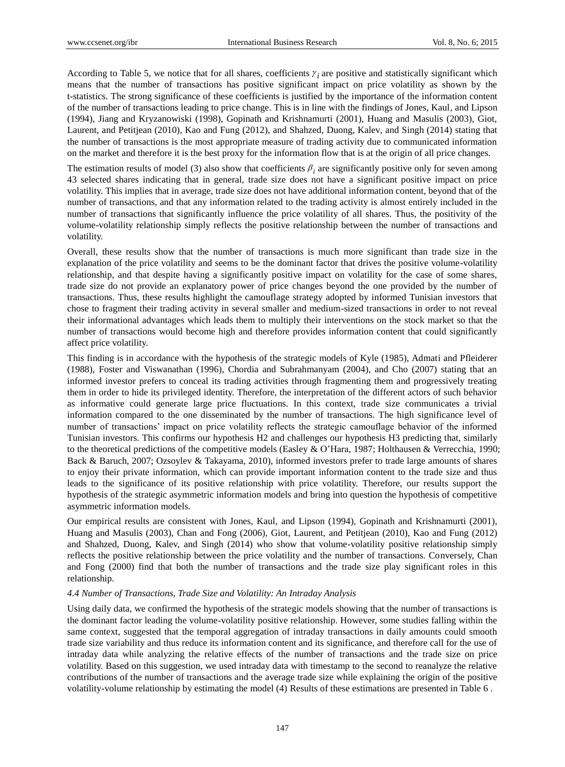According to Table 5, we notice that for all shares, coefficients $\gamma_i$ are positive and statistically significant which means that the number of transactions has positive significant impact on price volatility as shown by the t-statistics. The strong significance of these coefficients is justified by the importance of the information content of the number of transactions leading to price change. This is in line with the findings of Jones, Kaul, and Lipson (1994), Jiang and Kryzanowiski (1998), Gopinath and Krishnamurti (2001), Huang and Masulis (2003), Giot, Laurent, and Petitjean (2010), Kao and Fung (2012), and Shahzed, Duong, Kalev, and Singh (2014) stating that the number of transactions is the most appropriate measure of trading activity due to communicated information on the market and therefore it is the best proxy for the information flow that is at the origin of all price changes.

The estimation results of model (3) also show that coefficients $\beta_i$ are significantly positive only for seven among 43 selected shares indicating that in general, trade size does not have a significant positive impact on price volatility. This implies that in average, trade size does not have additional information content, beyond that of the number of transactions, and that any information related to the trading activity is almost entirely included in the number of transactions that significantly influence the price volatility of all shares. Thus, the positivity of the volume-volatility relationship simply reflects the positive relationship between the number of transactions and volatility.

Overall, these results show that the number of transactions is much more significant than trade size in the explanation of the price volatility and seems to be the dominant factor that drives the positive volume-volatility relationship, and that despite having a significantly positive impact on volatility for the case of some shares, trade size do not provide an explanatory power of price changes beyond the one provided by the number of transactions. Thus, these results highlight the camouflage strategy adopted by informed Tunisian investors that chose to fragment their trading activity in several smaller and medium-sized transactions in order to not reveal their informational advantages which leads them to multiply their interventions on the stock market so that the number of transactions would become high and therefore provides information content that could significantly affect price volatility.

This finding is in accordance with the hypothesis of the strategic models of Kyle (1985), Admati and Pfleiderer (1988), Foster and Viswanathan (1996), Chordia and Subrahmanyam (2004), and Cho (2007) stating that an informed investor prefers to conceal its trading activities through fragmenting them and progressively treating them in order to hide its privileged identity. Therefore, the interpretation of the different actors of such behavior as informative could generate large price fluctuations. In this context, trade size communicates a trivial information compared to the one disseminated by the number of transactions. The high significance level of number of transactions' impact on price volatility reflects the strategic camouflage behavior of the informed Tunisian investors. This confirms our hypothesis H2 and challenges our hypothesis H3 predicting that, similarly to the theoretical predictions of the competitive models (Easley & O'Hara, 1987; Holthausen & Verrecchia, 1990; Back & Baruch, 2007; Ozsoylev & Takayama, 2010), informed investors prefer to trade large amounts of shares to enjoy their private information, which can provide important information content to the trade size and thus leads to the significance of its positive relationship with price volatility. Therefore, our results support the hypothesis of the strategic asymmetric information models and bring into question the hypothesis of competitive asymmetric information models.

Our empirical results are consistent with Jones, Kaul, and Lipson (1994), Gopinath and Krishnamurti (2001), Huang and Masulis (2003), Chan and Fong (2006), Giot, Laurent, and Petitjean (2010), Kao and Fung (2012) and Shahzed, Duong, Kalev, and Singh (2014) who show that volume-volatility positive relationship simply reflects the positive relationship between the price volatility and the number of transactions. Conversely, Chan and Fong (2000) find that both the number of transactions and the trade size play significant roles in this relationship.

### *4.4 Number of Transactions, Trade Size and Volatility: An Intraday Analysis*

Using daily data, we confirmed the hypothesis of the strategic models showing that the number of transactions is the dominant factor leading the volume-volatility positive relationship. However, some studies falling within the same context, suggested that the temporal aggregation of intraday transactions in daily amounts could smooth trade size variability and thus reduce its information content and its significance, and therefore call for the use of intraday data while analyzing the relative effects of the number of transactions and the trade size on price volatility. Based on this suggestion, we used intraday data with timestamp to the second to reanalyze the relative contributions of the number of transactions and the average trade size while explaining the origin of the positive volatility-volume relationship by estimating the model (4) Results of these estimations are presented in Table 6 .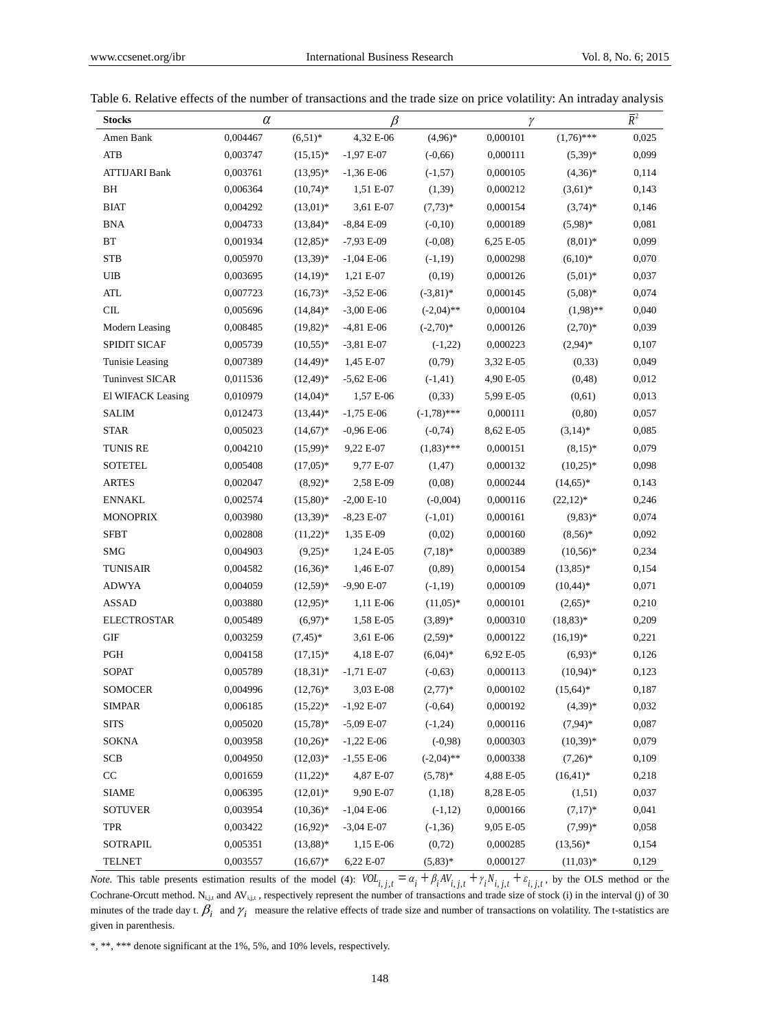Table 6. Relative effects of the number of transactions and the trade size on price volatility: An intraday analysis

| Stocks | $\alpha$ | | $\beta$ | | $\gamma$ | | $\bar{R}^2$ |
|---|---|---|---|---|---|---|---|
| Amen Bank | 0,004467 | (6,51)* | 4,32 E-06 | (4,96)* | 0,000101 | (1,76)*** | 0,025 |
| ATB | 0,003747 | (15,15)* | -1,97 E-07 | (-0,66) | 0,000111 | (5,39)* | 0,099 |
| ATTIJARI Bank | 0,003761 | (13,95)* | -1,36 E-06 | (-1,57) | 0,000105 | (4,36)* | 0,114 |
| BH | 0,006364 | (10,74)* | 1,51 E-07 | (1,39) | 0,000212 | (3,61)* | 0,143 |
| BIAT | 0,004292 | (13,01)* | 3,61 E-07 | (7,73)* | 0,000154 | (3,74)* | 0,146 |
| BNA | 0,004733 | (13,84)* | -8,84 E-09 | (-0,10) | 0,000189 | (5,98)* | 0,081 |
| BT | 0,001934 | (12,85)* | -7,93 E-09 | (-0,08) | 6,25 E-05 | (8,01)* | 0,099 |
| STB | 0,005970 | (13,39)* | -1,04 E-06 | (-1,19) | 0,000298 | (6,10)* | 0,070 |
| UIB | 0,003695 | (14,19)* | 1,21 E-07 | (0,19) | 0,000126 | (5,01)* | 0,037 |
| ATL | 0,007723 | (16,73)* | -3,52 E-06 | (-3,81)* | 0,000145 | (5,08)* | 0,074 |
| CIL | 0,005696 | (14,84)* | -3,00 E-06 | (-2,04)** | 0,000104 | (1,98)** | 0,040 |
| Modern Leasing | 0,008485 | (19,82)* | -4,81 E-06 | (-2,70)* | 0,000126 | (2,70)* | 0,039 |
| SPIDIT SICAF | 0,005739 | (10,55)* | -3,81 E-07 | (-1,22) | 0,000223 | (2,94)* | 0,107 |
| Tunisie Leasing | 0,007389 | (14,49)* | 1,45 E-07 | (0,79) | 3,32 E-05 | (0,33) | 0,049 |
| Tuninvest SICAR | 0,011536 | (12,49)* | -5,62 E-06 | (-1,41) | 4,90 E-05 | (0,48) | 0,012 |
| El WIFACK Leasing | 0,010979 | (14,04)* | 1,57 E-06 | (0,33) | 5,99 E-05 | (0,61) | 0,013 |
| SALIM | 0,012473 | (13,44)* | -1,75 E-06 | (-1,78)*** | 0,000111 | (0,80) | 0,057 |
| STAR | 0,005023 | (14,67)* | -0,96 E-06 | (-0,74) | 8,62 E-05 | (3,14)* | 0,085 |
| TUNIS RE | 0,004210 | (15,99)* | 9,22 E-07 | (1,83)*** | 0,000151 | (8,15)* | 0,079 |
| SOTETEL | 0,005408 | (17,05)* | 9,77 E-07 | (1,47) | 0,000132 | (10,25)* | 0,098 |
| ARTES | 0,002047 | (8,92)* | 2,58 E-09 | (0,08) | 0,000244 | (14,65)* | 0,143 |
| ENNAKL | 0,002574 | (15,80)* | -2,00 E-10 | (-0,004) | 0,000116 | (22,12)* | 0,246 |
| MONOPRIX | 0,003980 | (13,39)* | -8,23 E-07 | (-1,01) | 0,000161 | (9,83)* | 0,074 |
| SFBT | 0,002808 | (11,22)* | 1,35 E-09 | (0,02) | 0,000160 | (8,56)* | 0,092 |
| SMG | 0,004903 | (9,25)* | 1,24 E-05 | (7,18)* | 0,000389 | (10,56)* | 0,234 |
| TUNISAIR | 0,004582 | (16,36)* | 1,46 E-07 | (0,89) | 0,000154 | (13,85)* | 0,154 |
| ADWYA | 0,004059 | (12,59)* | -9,90 E-07 | (-1,19) | 0,000109 | (10,44)* | 0,071 |
| ASSAD | 0,003880 | (12,95)* | 1,11 E-06 | (11,05)* | 0,000101 | (2,65)* | 0,210 |
| ELECTROSTAR | 0,005489 | (6,97)* | 1,58 E-05 | (3,89)* | 0,000310 | (18,83)* | 0,209 |
| GIF | 0,003259 | (7,45)* | 3,61 E-06 | (2,59)* | 0,000122 | (16,19)* | 0,221 |
| PGH | 0,004158 | (17,15)* | 4,18 E-07 | (6,04)* | 6,92 E-05 | (6,93)* | 0,126 |
| SOPAT | 0,005789 | (18,31)* | -1,71 E-07 | (-0,63) | 0,000113 | (10,94)* | 0,123 |
| SOMOCER | 0,004996 | (12,76)* | 3,03 E-08 | (2,77)* | 0,000102 | (15,64)* | 0,187 |
| SIMPAR | 0,006185 | (15,22)* | -1,92 E-07 | (-0,64) | 0,000192 | (4,39)* | 0,032 |
| SITS | 0,005020 | (15,78)* | -5,09 E-07 | (-1,24) | 0,000116 | (7,94)* | 0,087 |
| SOKNA | 0,003958 | (10,26)* | -1,22 E-06 | (-0,98) | 0,000303 | (10,39)* | 0,079 |
| SCB | 0,004950 | (12,03)* | -1,55 E-06 | (-2,04)** | 0,000338 | (7,26)* | 0,109 |
| CC | 0,001659 | (11,22)* | 4,87 E-07 | (5,78)* | 4,88 E-05 | (16,41)* | 0,218 |
| SIAME | 0,006395 | (12,01)* | 9,90 E-07 | (1,18) | 8,28 E-05 | (1,51) | 0,037 |
| SOTUVER | 0,003954 | (10,36)* | -1,04 E-06 | (-1,12) | 0,000166 | (7,17)* | 0,041 |
| TPR | 0,003422 | (16,92)* | -3,04 E-07 | (-1,36) | 9,05 E-05 | (7,99)* | 0,058 |
| SOTRAPIL | 0,005351 | (13,88)* | 1,15 E-06 | (0,72) | 0,000285 | (13,56)* | 0,154 |
| TELNET | 0,003557 | (16,67)* | 6,22 E-07 | (5,83)* | 0,000127 | (11,03)* | 0,129 |

*Note.* This table presents estimation results of the model (4): $VOL_{i,j,t} = \alpha_i + \beta_i AV_{i,j,t} + \gamma_i N_{i,j,t} + \varepsilon_{i,j,t}$, by the OLS method or the Cochrane-Orcutt method. $N_{i,j,t}$ and $AV_{i,j,t}$, respectively represent the number of transactions and trade size of stock (i) in the interval (j) of 30 minutes of the trade day t. $\beta_i$ and $\gamma_i$ measure the relative effects of trade size and number of transactions on volatility. The t-statistics are given in parenthesis.

*, **, *** denote significant at the 1%, 5%, and 10% levels, respectively.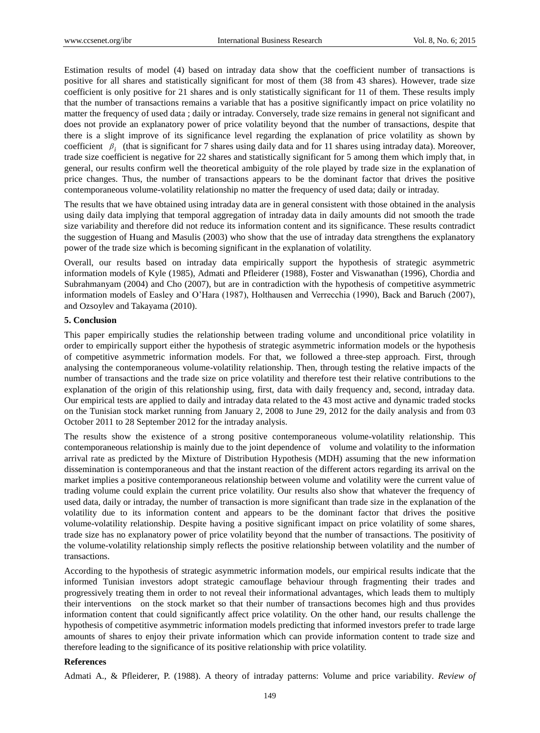Estimation results of model (4) based on intraday data show that the coefficient number of transactions is positive for all shares and statistically significant for most of them (38 from 43 shares). However, trade size coefficient is only positive for 21 shares and is only statistically significant for 11 of them. These results imply that the number of transactions remains a variable that has a positive significantly impact on price volatility no matter the frequency of used data ; daily or intraday. Conversely, trade size remains in general not significant and does not provide an explanatory power of price volatility beyond that the number of transactions, despite that there is a slight improve of its significance level regarding the explanation of price volatility as shown by coefficient $\beta_i$ (that is significant for 7 shares using daily data and for 11 shares using intraday data). Moreover, trade size coefficient is negative for 22 shares and statistically significant for 5 among them which imply that, in general, our results confirm well the theoretical ambiguity of the role played by trade size in the explanation of price changes. Thus, the number of transactions appears to be the dominant factor that drives the positive contemporaneous volume-volatility relationship no matter the frequency of used data; daily or intraday.

The results that we have obtained using intraday data are in general consistent with those obtained in the analysis using daily data implying that temporal aggregation of intraday data in daily amounts did not smooth the trade size variability and therefore did not reduce its information content and its significance. These results contradict the suggestion of Huang and Masulis (2003) who show that the use of intraday data strengthens the explanatory power of the trade size which is becoming significant in the explanation of volatility.

Overall, our results based on intraday data empirically support the hypothesis of strategic asymmetric information models of Kyle (1985), Admati and Pfleiderer (1988), Foster and Viswanathan (1996), Chordia and Subrahmanyam (2004) and Cho (2007), but are in contradiction with the hypothesis of competitive asymmetric information models of Easley and O'Hara (1987), Holthausen and Verrecchia (1990), Back and Baruch (2007), and Ozsoylev and Takayama (2010).

## 5. Conclusion

This paper empirically studies the relationship between trading volume and unconditional price volatility in order to empirically support either the hypothesis of strategic asymmetric information models or the hypothesis of competitive asymmetric information models. For that, we followed a three-step approach. First, through analysing the contemporaneous volume-volatility relationship. Then, through testing the relative impacts of the number of transactions and the trade size on price volatility and therefore test their relative contributions to the explanation of the origin of this relationship using, first, data with daily frequency and, second, intraday data. Our empirical tests are applied to daily and intraday data related to the 43 most active and dynamic traded stocks on the Tunisian stock market running from January 2, 2008 to June 29, 2012 for the daily analysis and from 03 October 2011 to 28 September 2012 for the intraday analysis.

The results show the existence of a strong positive contemporaneous volume-volatility relationship. This contemporaneous relationship is mainly due to the joint dependence of volume and volatility to the information arrival rate as predicted by the Mixture of Distribution Hypothesis (MDH) assuming that the new information dissemination is contemporaneous and that the instant reaction of the different actors regarding its arrival on the market implies a positive contemporaneous relationship between volume and volatility were the current value of trading volume could explain the current price volatility. Our results also show that whatever the frequency of used data, daily or intraday, the number of transaction is more significant than trade size in the explanation of the volatility due to its information content and appears to be the dominant factor that drives the positive volume-volatility relationship. Despite having a positive significant impact on price volatility of some shares, trade size has no explanatory power of price volatility beyond that the number of transactions. The positivity of the volume-volatility relationship simply reflects the positive relationship between volatility and the number of transactions.

According to the hypothesis of strategic asymmetric information models, our empirical results indicate that the informed Tunisian investors adopt strategic camouflage behaviour through fragmenting their trades and progressively treating them in order to not reveal their informational advantages, which leads them to multiply their interventions on the stock market so that their number of transactions becomes high and thus provides information content that could significantly affect price volatility. On the other hand, our results challenge the hypothesis of competitive asymmetric information models predicting that informed investors prefer to trade large amounts of shares to enjoy their private information which can provide information content to trade size and therefore leading to the significance of its positive relationship with price volatility.

## References

Admati A., & Pfleiderer, P. (1988). A theory of intraday patterns: Volume and price variability. *Review of*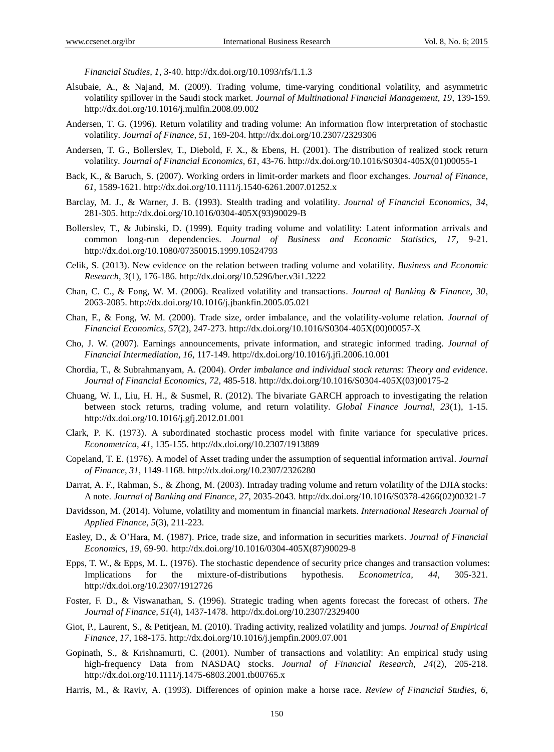*Financial Studies, 1*, 3-40. http://dx.doi.org/10.1093/rfs/1.1.3

Alsubaie, A., & Najand, M. (2009). Trading volume, time-varying conditional volatility, and asymmetric volatility spillover in the Saudi stock market. *Journal of Multinational Financial Management, 19*, 139-159. http://dx.doi.org/10.1016/j.mulfin.2008.09.002

Andersen, T. G. (1996). Return volatility and trading volume: An information flow interpretation of stochastic volatility. *Journal of Finance, 51*, 169-204. http://dx.doi.org/10.2307/2329306

Andersen, T. G., Bollerslev, T., Diebold, F. X., & Ebens, H. (2001). The distribution of realized stock return volatility. *Journal of Financial Economics, 61*, 43-76. http://dx.doi.org/10.1016/S0304-405X(01)00055-1

Back, K., & Baruch, S. (2007). Working orders in limit-order markets and floor exchanges. *Journal of Finance, 61*, 1589-1621. http://dx.doi.org/10.1111/j.1540-6261.2007.01252.x

Barclay, M. J., & Warner, J. B. (1993). Stealth trading and volatility. *Journal of Financial Economics, 34*, 281-305. http://dx.doi.org/10.1016/0304-405X(93)90029-B

Bollerslev, T., & Jubinski, D. (1999). Equity trading volume and volatility: Latent information arrivals and common long-run dependencies. *Journal of Business and Economic Statistics, 17*, 9-21. http://dx.doi.org/10.1080/07350015.1999.10524793

Celik, S. (2013). New evidence on the relation between trading volume and volatility. *Business and Economic Research, 3*(1), 176-186. http://dx.doi.org/10.5296/ber.v3i1.3222

Chan, C. C., & Fong, W. M. (2006). Realized volatility and transactions. *Journal of Banking & Finance, 30*, 2063-2085. http://dx.doi.org/10.1016/j.jbankfin.2005.05.021

Chan, F., & Fong, W. M. (2000). Trade size, order imbalance, and the volatility-volume relation. *Journal of Financial Economics, 57*(2), 247-273. http://dx.doi.org/10.1016/S0304-405X(00)00057-X

Cho, J. W. (2007). Earnings announcements, private information, and strategic informed trading. *Journal of Financial Intermediation, 16*, 117-149. http://dx.doi.org/10.1016/j.jfi.2006.10.001

Chordia, T., & Subrahmanyam, A. (2004). *Order imbalance and individual stock returns: Theory and evidence*. *Journal of Financial Economics, 72*, 485-518. http://dx.doi.org/10.1016/S0304-405X(03)00175-2

Chuang, W. I., Liu, H. H., & Susmel, R. (2012). The bivariate GARCH approach to investigating the relation between stock returns, trading volume, and return volatility. *Global Finance Journal, 23*(1), 1-15. http://dx.doi.org/10.1016/j.gfj.2012.01.001

Clark, P. K. (1973). A subordinated stochastic process model with finite variance for speculative prices. *Econometrica, 41*, 135-155. http://dx.doi.org/10.2307/1913889

Copeland, T. E. (1976). A model of Asset trading under the assumption of sequential information arrival. *Journal of Finance, 31*, 1149-1168. http://dx.doi.org/10.2307/2326280

Darrat, A. F., Rahman, S., & Zhong, M. (2003). Intraday trading volume and return volatility of the DJIA stocks: A note. *Journal of Banking and Finance, 27*, 2035-2043. http://dx.doi.org/10.1016/S0378-4266(02)00321-7

Davidsson, M. (2014). Volume, volatility and momentum in financial markets. *International Research Journal of Applied Finance, 5*(3), 211-223.

Easley, D., & O'Hara, M. (1987). Price, trade size, and information in securities markets. *Journal of Financial Economics, 19*, 69-90. http://dx.doi.org/10.1016/0304-405X(87)90029-8

Epps, T. W., & Epps, M. L. (1976). The stochastic dependence of security price changes and transaction volumes: Implications for the mixture-of-distributions hypothesis. *Econometrica, 44*, 305-321. http://dx.doi.org/10.2307/1912726

Foster, F. D., & Viswanathan, S. (1996). Strategic trading when agents forecast the forecast of others. *The Journal of Finance, 51*(4), 1437-1478. http://dx.doi.org/10.2307/2329400

Giot, P., Laurent, S., & Petitjean, M. (2010). Trading activity, realized volatility and jumps. *Journal of Empirical Finance, 17*, 168-175. http://dx.doi.org/10.1016/j.jempfin.2009.07.001

Gopinath, S., & Krishnamurti, C. (2001). Number of transactions and volatility: An empirical study using high-frequency Data from NASDAQ stocks. *Journal of Financial Research, 24*(2), 205-218. http://dx.doi.org/10.1111/j.1475-6803.2001.tb00765.x

Harris, M., & Raviv, A. (1993). Differences of opinion make a horse race. *Review of Financial Studies, 6*,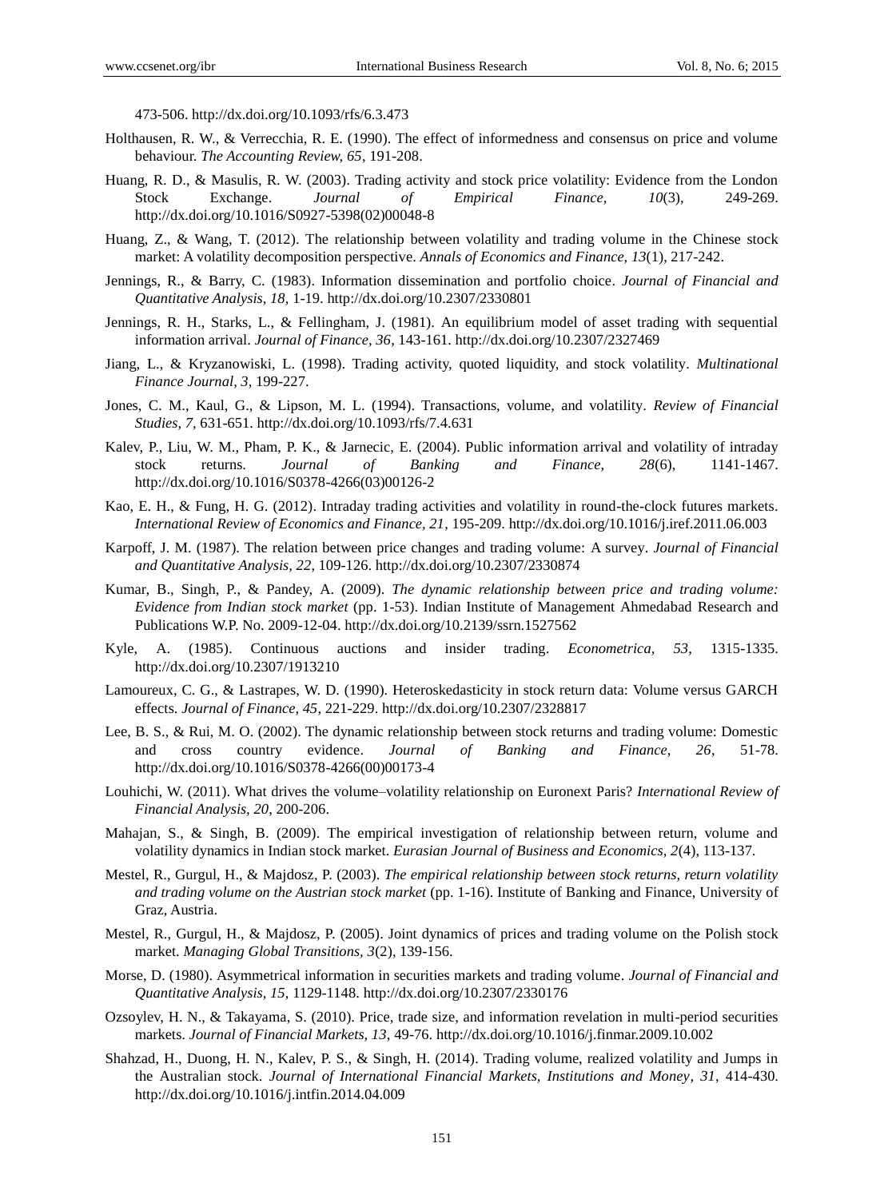473-506. http://dx.doi.org/10.1093/rfs/6.3.473

Holthausen, R. W., & Verrecchia, R. E. (1990). The effect of informedness and consensus on price and volume behaviour. *The Accounting Review, 65*, 191-208.

Huang, R. D., & Masulis, R. W. (2003). Trading activity and stock price volatility: Evidence from the London Stock Exchange. *Journal of Empirical Finance, 10*(3), 249-269. http://dx.doi.org/10.1016/S0927-5398(02)00048-8

Huang, Z., & Wang, T. (2012). The relationship between volatility and trading volume in the Chinese stock market: A volatility decomposition perspective. *Annals of Economics and Finance, 13*(1), 217-242.

Jennings, R., & Barry, C. (1983). Information dissemination and portfolio choice. *Journal of Financial and Quantitative Analysis, 18*, 1-19. http://dx.doi.org/10.2307/2330801

Jennings, R. H., Starks, L., & Fellingham, J. (1981). An equilibrium model of asset trading with sequential information arrival. *Journal of Finance, 36*, 143-161. http://dx.doi.org/10.2307/2327469

Jiang, L., & Kryzanowiski, L. (1998). Trading activity, quoted liquidity, and stock volatility. *Multinational Finance Journal, 3*, 199-227.

Jones, C. M., Kaul, G., & Lipson, M. L. (1994). Transactions, volume, and volatility. *Review of Financial Studies, 7*, 631-651. http://dx.doi.org/10.1093/rfs/7.4.631

Kalev, P., Liu, W. M., Pham, P. K., & Jarnecic, E. (2004). Public information arrival and volatility of intraday stock returns. *Journal of Banking and Finance, 28*(6), 1141-1467. http://dx.doi.org/10.1016/S0378-4266(03)00126-2

Kao, E. H., & Fung, H. G. (2012). Intraday trading activities and volatility in round-the-clock futures markets. *International Review of Economics and Finance, 21*, 195-209. http://dx.doi.org/10.1016/j.iref.2011.06.003

Karpoff, J. M. (1987). The relation between price changes and trading volume: A survey. *Journal of Financial and Quantitative Analysis, 22*, 109-126. http://dx.doi.org/10.2307/2330874

Kumar, B., Singh, P., & Pandey, A. (2009). *The dynamic relationship between price and trading volume: Evidence from Indian stock market* (pp. 1-53). Indian Institute of Management Ahmedabad Research and Publications W.P. No. 2009-12-04. http://dx.doi.org/10.2139/ssrn.1527562

Kyle, A. (1985). Continuous auctions and insider trading. *Econometrica, 53*, 1315-1335. http://dx.doi.org/10.2307/1913210

Lamoureux, C. G., & Lastrapes, W. D. (1990). Heteroskedasticity in stock return data: Volume versus GARCH effects. *Journal of Finance, 45*, 221-229. http://dx.doi.org/10.2307/2328817

Lee, B. S., & Rui, M. O. (2002). The dynamic relationship between stock returns and trading volume: Domestic and cross country evidence. *Journal of Banking and Finance, 26*, 51-78. http://dx.doi.org/10.1016/S0378-4266(00)00173-4

Louhichi, W. (2011). What drives the volume–volatility relationship on Euronext Paris? *International Review of Financial Analysis, 20*, 200-206.

Mahajan, S., & Singh, B. (2009). The empirical investigation of relationship between return, volume and volatility dynamics in Indian stock market. *Eurasian Journal of Business and Economics, 2*(4), 113-137.

Mestel, R., Gurgul, H., & Majdosz, P. (2003). *The empirical relationship between stock returns, return volatility and trading volume on the Austrian stock market* (pp. 1-16). Institute of Banking and Finance, University of Graz, Austria.

Mestel, R., Gurgul, H., & Majdosz, P. (2005). Joint dynamics of prices and trading volume on the Polish stock market. *Managing Global Transitions, 3*(2), 139-156.

Morse, D. (1980). Asymmetrical information in securities markets and trading volume. *Journal of Financial and Quantitative Analysis, 15*, 1129-1148. http://dx.doi.org/10.2307/2330176

Ozsoylev, H. N., & Takayama, S. (2010). Price, trade size, and information revelation in multi-period securities markets. *Journal of Financial Markets, 13*, 49-76. http://dx.doi.org/10.1016/j.finmar.2009.10.002

Shahzad, H., Duong, H. N., Kalev, P. S., & Singh, H. (2014). Trading volume, realized volatility and Jumps in the Australian stock. *Journal of International Financial Markets, Institutions and Money, 31*, 414-430. http://dx.doi.org/10.1016/j.intfin.2014.04.009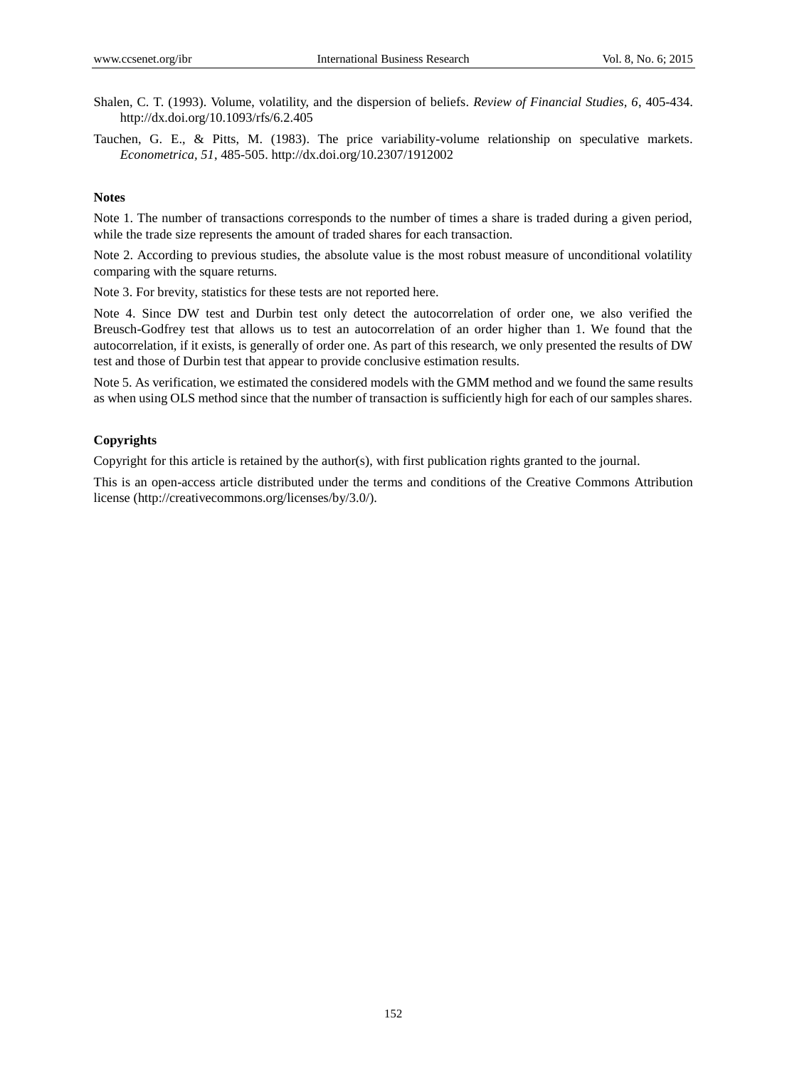Shalen, C. T. (1993). Volume, volatility, and the dispersion of beliefs. *Review of Financial Studies, 6*, 405-434. http://dx.doi.org/10.1093/rfs/6.2.405

Tauchen, G. E., & Pitts, M. (1983). The price variability-volume relationship on speculative markets. *Econometrica, 51*, 485-505. http://dx.doi.org/10.2307/1912002

## Notes

Note 1. The number of transactions corresponds to the number of times a share is traded during a given period, while the trade size represents the amount of traded shares for each transaction.

Note 2. According to previous studies, the absolute value is the most robust measure of unconditional volatility comparing with the square returns.

Note 3. For brevity, statistics for these tests are not reported here.

Note 4. Since DW test and Durbin test only detect the autocorrelation of order one, we also verified the Breusch-Godfrey test that allows us to test an autocorrelation of an order higher than 1. We found that the autocorrelation, if it exists, is generally of order one. As part of this research, we only presented the results of DW test and those of Durbin test that appear to provide conclusive estimation results.

Note 5. As verification, we estimated the considered models with the GMM method and we found the same results as when using OLS method since that the number of transaction is sufficiently high for each of our samples shares.

## Copyrights

Copyright for this article is retained by the author(s), with first publication rights granted to the journal.

This is an open-access article distributed under the terms and conditions of the Creative Commons Attribution license (http://creativecommons.org/licenses/by/3.0/).